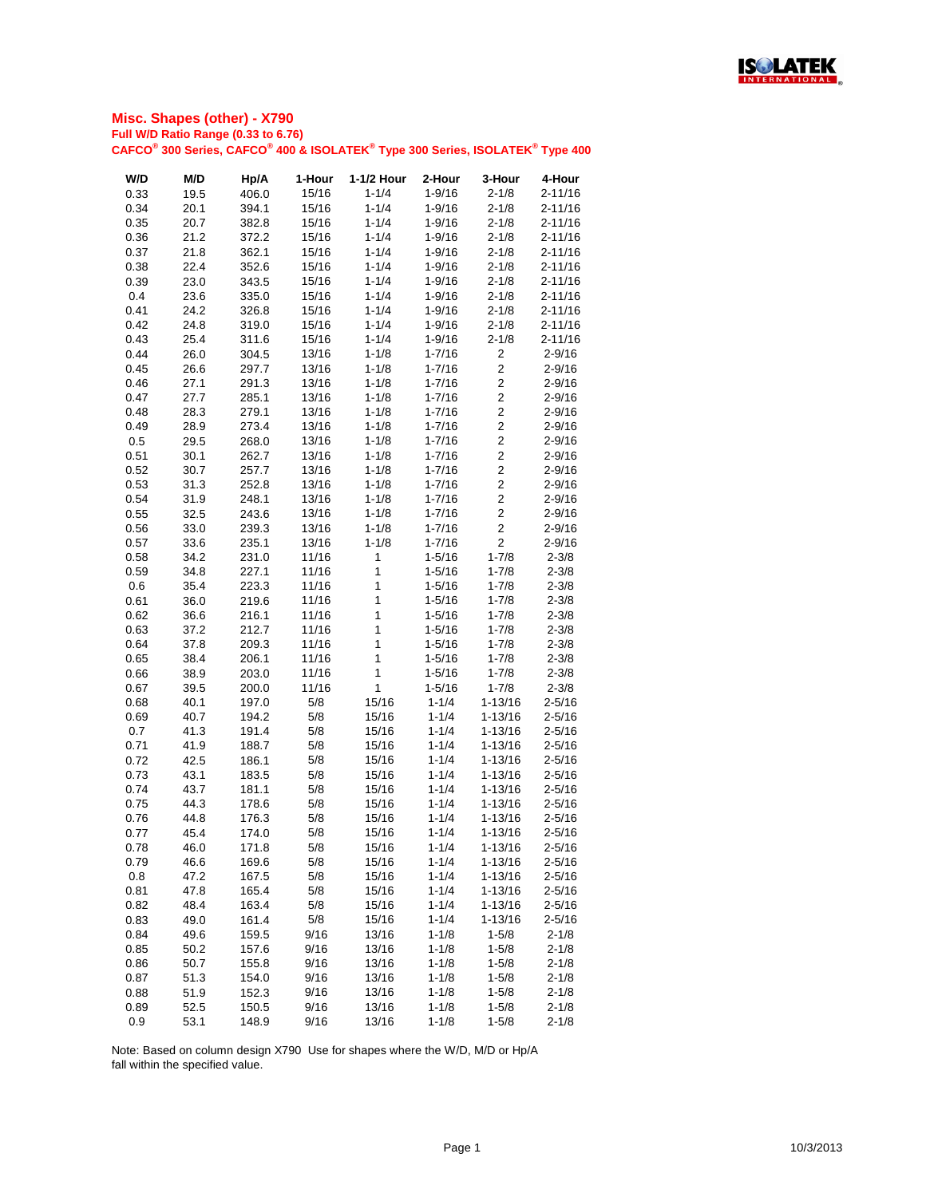## Misc. Shapes (other) - X790

**Full W/D Ratio Range (0.33 to 6.76)**

**CAFCO® 300 Series, CAFCO® 400 & ISOLATEK® Type 300 Series, ISOLATEK® Type 400**

| W/D | M/D | Hp/A | 1-Hour | 1-1/2 Hour | 2-Hour | 3-Hour | 4-Hour |
|---|---|---|---|---|---|---|---|
| 0.33 | 19.5 | 406.0 | 15/16 | 1-1/4 | 1-9/16 | 2-1/8 | 2-11/16 |
| 0.34 | 20.1 | 394.1 | 15/16 | 1-1/4 | 1-9/16 | 2-1/8 | 2-11/16 |
| 0.35 | 20.7 | 382.8 | 15/16 | 1-1/4 | 1-9/16 | 2-1/8 | 2-11/16 |
| 0.36 | 21.2 | 372.2 | 15/16 | 1-1/4 | 1-9/16 | 2-1/8 | 2-11/16 |
| 0.37 | 21.8 | 362.1 | 15/16 | 1-1/4 | 1-9/16 | 2-1/8 | 2-11/16 |
| 0.38 | 22.4 | 352.6 | 15/16 | 1-1/4 | 1-9/16 | 2-1/8 | 2-11/16 |
| 0.39 | 23.0 | 343.5 | 15/16 | 1-1/4 | 1-9/16 | 2-1/8 | 2-11/16 |
| 0.4 | 23.6 | 335.0 | 15/16 | 1-1/4 | 1-9/16 | 2-1/8 | 2-11/16 |
| 0.41 | 24.2 | 326.8 | 15/16 | 1-1/4 | 1-9/16 | 2-1/8 | 2-11/16 |
| 0.42 | 24.8 | 319.0 | 15/16 | 1-1/4 | 1-9/16 | 2-1/8 | 2-11/16 |
| 0.43 | 25.4 | 311.6 | 15/16 | 1-1/4 | 1-9/16 | 2-1/8 | 2-11/16 |
| 0.44 | 26.0 | 304.5 | 13/16 | 1-1/8 | 1-7/16 | 2 | 2-9/16 |
| 0.45 | 26.6 | 297.7 | 13/16 | 1-1/8 | 1-7/16 | 2 | 2-9/16 |
| 0.46 | 27.1 | 291.3 | 13/16 | 1-1/8 | 1-7/16 | 2 | 2-9/16 |
| 0.47 | 27.7 | 285.1 | 13/16 | 1-1/8 | 1-7/16 | 2 | 2-9/16 |
| 0.48 | 28.3 | 279.1 | 13/16 | 1-1/8 | 1-7/16 | 2 | 2-9/16 |
| 0.49 | 28.9 | 273.4 | 13/16 | 1-1/8 | 1-7/16 | 2 | 2-9/16 |
| 0.5 | 29.5 | 268.0 | 13/16 | 1-1/8 | 1-7/16 | 2 | 2-9/16 |
| 0.51 | 30.1 | 262.7 | 13/16 | 1-1/8 | 1-7/16 | 2 | 2-9/16 |
| 0.52 | 30.7 | 257.7 | 13/16 | 1-1/8 | 1-7/16 | 2 | 2-9/16 |
| 0.53 | 31.3 | 252.8 | 13/16 | 1-1/8 | 1-7/16 | 2 | 2-9/16 |
| 0.54 | 31.9 | 248.1 | 13/16 | 1-1/8 | 1-7/16 | 2 | 2-9/16 |
| 0.55 | 32.5 | 243.6 | 13/16 | 1-1/8 | 1-7/16 | 2 | 2-9/16 |
| 0.56 | 33.0 | 239.3 | 13/16 | 1-1/8 | 1-7/16 | 2 | 2-9/16 |
| 0.57 | 33.6 | 235.1 | 13/16 | 1-1/8 | 1-7/16 | 2 | 2-9/16 |
| 0.58 | 34.2 | 231.0 | 11/16 | 1 | 1-5/16 | 1-7/8 | 2-3/8 |
| 0.59 | 34.8 | 227.1 | 11/16 | 1 | 1-5/16 | 1-7/8 | 2-3/8 |
| 0.6 | 35.4 | 223.3 | 11/16 | 1 | 1-5/16 | 1-7/8 | 2-3/8 |
| 0.61 | 36.0 | 219.6 | 11/16 | 1 | 1-5/16 | 1-7/8 | 2-3/8 |
| 0.62 | 36.6 | 216.1 | 11/16 | 1 | 1-5/16 | 1-7/8 | 2-3/8 |
| 0.63 | 37.2 | 212.7 | 11/16 | 1 | 1-5/16 | 1-7/8 | 2-3/8 |
| 0.64 | 37.8 | 209.3 | 11/16 | 1 | 1-5/16 | 1-7/8 | 2-3/8 |
| 0.65 | 38.4 | 206.1 | 11/16 | 1 | 1-5/16 | 1-7/8 | 2-3/8 |
| 0.66 | 38.9 | 203.0 | 11/16 | 1 | 1-5/16 | 1-7/8 | 2-3/8 |
| 0.67 | 39.5 | 200.0 | 11/16 | 1 | 1-5/16 | 1-7/8 | 2-3/8 |
| 0.68 | 40.1 | 197.0 | 5/8 | 15/16 | 1-1/4 | 1-13/16 | 2-5/16 |
| 0.69 | 40.7 | 194.2 | 5/8 | 15/16 | 1-1/4 | 1-13/16 | 2-5/16 |
| 0.7 | 41.3 | 191.4 | 5/8 | 15/16 | 1-1/4 | 1-13/16 | 2-5/16 |
| 0.71 | 41.9 | 188.7 | 5/8 | 15/16 | 1-1/4 | 1-13/16 | 2-5/16 |
| 0.72 | 42.5 | 186.1 | 5/8 | 15/16 | 1-1/4 | 1-13/16 | 2-5/16 |
| 0.73 | 43.1 | 183.5 | 5/8 | 15/16 | 1-1/4 | 1-13/16 | 2-5/16 |
| 0.74 | 43.7 | 181.1 | 5/8 | 15/16 | 1-1/4 | 1-13/16 | 2-5/16 |
| 0.75 | 44.3 | 178.6 | 5/8 | 15/16 | 1-1/4 | 1-13/16 | 2-5/16 |
| 0.76 | 44.8 | 176.3 | 5/8 | 15/16 | 1-1/4 | 1-13/16 | 2-5/16 |
| 0.77 | 45.4 | 174.0 | 5/8 | 15/16 | 1-1/4 | 1-13/16 | 2-5/16 |
| 0.78 | 46.0 | 171.8 | 5/8 | 15/16 | 1-1/4 | 1-13/16 | 2-5/16 |
| 0.79 | 46.6 | 169.6 | 5/8 | 15/16 | 1-1/4 | 1-13/16 | 2-5/16 |
| 0.8 | 47.2 | 167.5 | 5/8 | 15/16 | 1-1/4 | 1-13/16 | 2-5/16 |
| 0.81 | 47.8 | 165.4 | 5/8 | 15/16 | 1-1/4 | 1-13/16 | 2-5/16 |
| 0.82 | 48.4 | 163.4 | 5/8 | 15/16 | 1-1/4 | 1-13/16 | 2-5/16 |
| 0.83 | 49.0 | 161.4 | 5/8 | 15/16 | 1-1/4 | 1-13/16 | 2-5/16 |
| 0.84 | 49.6 | 159.5 | 9/16 | 13/16 | 1-1/8 | 1-5/8 | 2-1/8 |
| 0.85 | 50.2 | 157.6 | 9/16 | 13/16 | 1-1/8 | 1-5/8 | 2-1/8 |
| 0.86 | 50.7 | 155.8 | 9/16 | 13/16 | 1-1/8 | 1-5/8 | 2-1/8 |
| 0.87 | 51.3 | 154.0 | 9/16 | 13/16 | 1-1/8 | 1-5/8 | 2-1/8 |
| 0.88 | 51.9 | 152.3 | 9/16 | 13/16 | 1-1/8 | 1-5/8 | 2-1/8 |
| 0.89 | 52.5 | 150.5 | 9/16 | 13/16 | 1-1/8 | 1-5/8 | 2-1/8 |
| 0.9 | 53.1 | 148.9 | 9/16 | 13/16 | 1-1/8 | 1-5/8 | 2-1/8 |

Note: Based on column design X790 Use for shapes where the W/D, M/D or Hp/A fall within the specified value.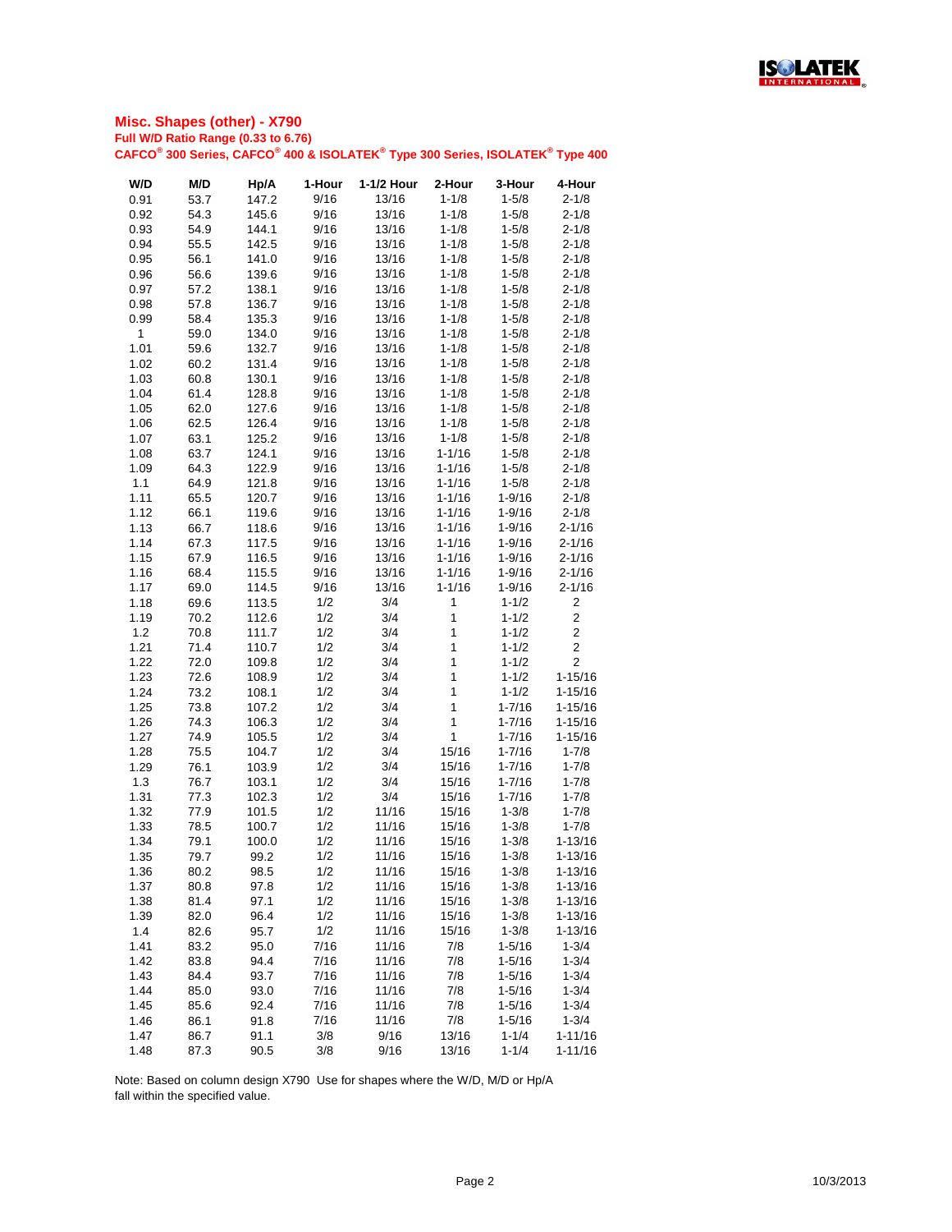## Misc. Shapes (other) - X790

**Full W/D Ratio Range (0.33 to 6.76)**

**CAFCO® 300 Series, CAFCO® 400 & ISOLATEK® Type 300 Series, ISOLATEK® Type 400**

| W/D | M/D | Hp/A | 1-Hour | 1-1/2 Hour | 2-Hour | 3-Hour | 4-Hour |
|---|---|---|---|---|---|---|---|
| 0.91 | 53.7 | 147.2 | 9/16 | 13/16 | 1-1/8 | 1-5/8 | 2-1/8 |
| 0.92 | 54.3 | 145.6 | 9/16 | 13/16 | 1-1/8 | 1-5/8 | 2-1/8 |
| 0.93 | 54.9 | 144.1 | 9/16 | 13/16 | 1-1/8 | 1-5/8 | 2-1/8 |
| 0.94 | 55.5 | 142.5 | 9/16 | 13/16 | 1-1/8 | 1-5/8 | 2-1/8 |
| 0.95 | 56.1 | 141.0 | 9/16 | 13/16 | 1-1/8 | 1-5/8 | 2-1/8 |
| 0.96 | 56.6 | 139.6 | 9/16 | 13/16 | 1-1/8 | 1-5/8 | 2-1/8 |
| 0.97 | 57.2 | 138.1 | 9/16 | 13/16 | 1-1/8 | 1-5/8 | 2-1/8 |
| 0.98 | 57.8 | 136.7 | 9/16 | 13/16 | 1-1/8 | 1-5/8 | 2-1/8 |
| 0.99 | 58.4 | 135.3 | 9/16 | 13/16 | 1-1/8 | 1-5/8 | 2-1/8 |
| 1 | 59.0 | 134.0 | 9/16 | 13/16 | 1-1/8 | 1-5/8 | 2-1/8 |
| 1.01 | 59.6 | 132.7 | 9/16 | 13/16 | 1-1/8 | 1-5/8 | 2-1/8 |
| 1.02 | 60.2 | 131.4 | 9/16 | 13/16 | 1-1/8 | 1-5/8 | 2-1/8 |
| 1.03 | 60.8 | 130.1 | 9/16 | 13/16 | 1-1/8 | 1-5/8 | 2-1/8 |
| 1.04 | 61.4 | 128.8 | 9/16 | 13/16 | 1-1/8 | 1-5/8 | 2-1/8 |
| 1.05 | 62.0 | 127.6 | 9/16 | 13/16 | 1-1/8 | 1-5/8 | 2-1/8 |
| 1.06 | 62.5 | 126.4 | 9/16 | 13/16 | 1-1/8 | 1-5/8 | 2-1/8 |
| 1.07 | 63.1 | 125.2 | 9/16 | 13/16 | 1-1/8 | 1-5/8 | 2-1/8 |
| 1.08 | 63.7 | 124.1 | 9/16 | 13/16 | 1-1/16 | 1-5/8 | 2-1/8 |
| 1.09 | 64.3 | 122.9 | 9/16 | 13/16 | 1-1/16 | 1-5/8 | 2-1/8 |
| 1.1 | 64.9 | 121.8 | 9/16 | 13/16 | 1-1/16 | 1-5/8 | 2-1/8 |
| 1.11 | 65.5 | 120.7 | 9/16 | 13/16 | 1-1/16 | 1-9/16 | 2-1/8 |
| 1.12 | 66.1 | 119.6 | 9/16 | 13/16 | 1-1/16 | 1-9/16 | 2-1/8 |
| 1.13 | 66.7 | 118.6 | 9/16 | 13/16 | 1-1/16 | 1-9/16 | 2-1/16 |
| 1.14 | 67.3 | 117.5 | 9/16 | 13/16 | 1-1/16 | 1-9/16 | 2-1/16 |
| 1.15 | 67.9 | 116.5 | 9/16 | 13/16 | 1-1/16 | 1-9/16 | 2-1/16 |
| 1.16 | 68.4 | 115.5 | 9/16 | 13/16 | 1-1/16 | 1-9/16 | 2-1/16 |
| 1.17 | 69.0 | 114.5 | 9/16 | 13/16 | 1-1/16 | 1-9/16 | 2-1/16 |
| 1.18 | 69.6 | 113.5 | 1/2 | 3/4 | 1 | 1-1/2 | 2 |
| 1.19 | 70.2 | 112.6 | 1/2 | 3/4 | 1 | 1-1/2 | 2 |
| 1.2 | 70.8 | 111.7 | 1/2 | 3/4 | 1 | 1-1/2 | 2 |
| 1.21 | 71.4 | 110.7 | 1/2 | 3/4 | 1 | 1-1/2 | 2 |
| 1.22 | 72.0 | 109.8 | 1/2 | 3/4 | 1 | 1-1/2 | 2 |
| 1.23 | 72.6 | 108.9 | 1/2 | 3/4 | 1 | 1-1/2 | 1-15/16 |
| 1.24 | 73.2 | 108.1 | 1/2 | 3/4 | 1 | 1-1/2 | 1-15/16 |
| 1.25 | 73.8 | 107.2 | 1/2 | 3/4 | 1 | 1-7/16 | 1-15/16 |
| 1.26 | 74.3 | 106.3 | 1/2 | 3/4 | 1 | 1-7/16 | 1-15/16 |
| 1.27 | 74.9 | 105.5 | 1/2 | 3/4 | 1 | 1-7/16 | 1-15/16 |
| 1.28 | 75.5 | 104.7 | 1/2 | 3/4 | 15/16 | 1-7/16 | 1-7/8 |
| 1.29 | 76.1 | 103.9 | 1/2 | 3/4 | 15/16 | 1-7/16 | 1-7/8 |
| 1.3 | 76.7 | 103.1 | 1/2 | 3/4 | 15/16 | 1-7/16 | 1-7/8 |
| 1.31 | 77.3 | 102.3 | 1/2 | 3/4 | 15/16 | 1-7/16 | 1-7/8 |
| 1.32 | 77.9 | 101.5 | 1/2 | 11/16 | 15/16 | 1-3/8 | 1-7/8 |
| 1.33 | 78.5 | 100.7 | 1/2 | 11/16 | 15/16 | 1-3/8 | 1-7/8 |
| 1.34 | 79.1 | 100.0 | 1/2 | 11/16 | 15/16 | 1-3/8 | 1-13/16 |
| 1.35 | 79.7 | 99.2 | 1/2 | 11/16 | 15/16 | 1-3/8 | 1-13/16 |
| 1.36 | 80.2 | 98.5 | 1/2 | 11/16 | 15/16 | 1-3/8 | 1-13/16 |
| 1.37 | 80.8 | 97.8 | 1/2 | 11/16 | 15/16 | 1-3/8 | 1-13/16 |
| 1.38 | 81.4 | 97.1 | 1/2 | 11/16 | 15/16 | 1-3/8 | 1-13/16 |
| 1.39 | 82.0 | 96.4 | 1/2 | 11/16 | 15/16 | 1-3/8 | 1-13/16 |
| 1.4 | 82.6 | 95.7 | 1/2 | 11/16 | 15/16 | 1-3/8 | 1-13/16 |
| 1.41 | 83.2 | 95.0 | 7/16 | 11/16 | 7/8 | 1-5/16 | 1-3/4 |
| 1.42 | 83.8 | 94.4 | 7/16 | 11/16 | 7/8 | 1-5/16 | 1-3/4 |
| 1.43 | 84.4 | 93.7 | 7/16 | 11/16 | 7/8 | 1-5/16 | 1-3/4 |
| 1.44 | 85.0 | 93.0 | 7/16 | 11/16 | 7/8 | 1-5/16 | 1-3/4 |
| 1.45 | 85.6 | 92.4 | 7/16 | 11/16 | 7/8 | 1-5/16 | 1-3/4 |
| 1.46 | 86.1 | 91.8 | 7/16 | 11/16 | 7/8 | 1-5/16 | 1-3/4 |
| 1.47 | 86.7 | 91.1 | 3/8 | 9/16 | 13/16 | 1-1/4 | 1-11/16 |
| 1.48 | 87.3 | 90.5 | 3/8 | 9/16 | 13/16 | 1-1/4 | 1-11/16 |

Note: Based on column design X790 Use for shapes where the W/D, M/D or Hp/A fall within the specified value.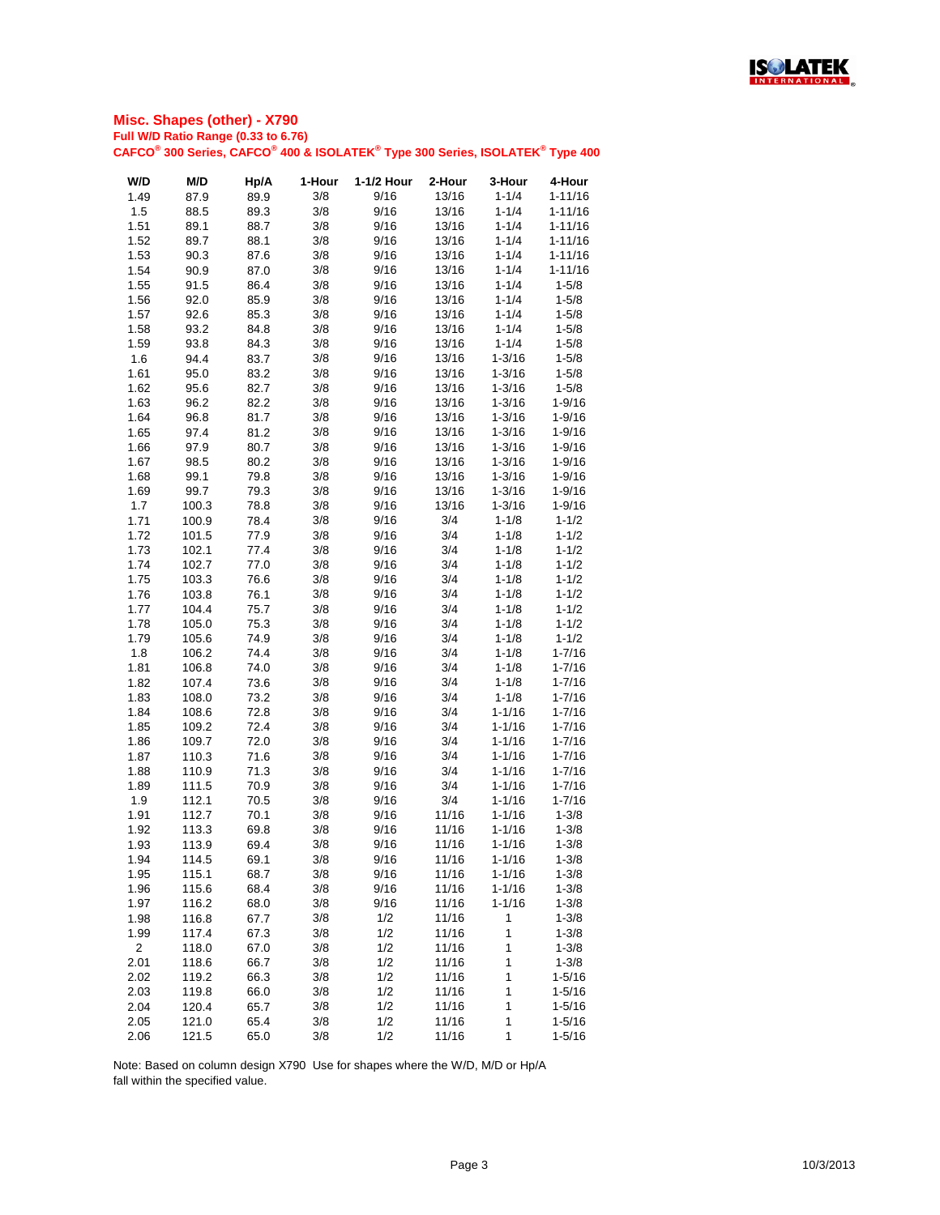## Misc. Shapes (other) - X790

**Full W/D Ratio Range (0.33 to 6.76)**

**CAFCO® 300 Series, CAFCO® 400 & ISOLATEK® Type 300 Series, ISOLATEK® Type 400**

| W/D | M/D | Hp/A | 1-Hour | 1-1/2 Hour | 2-Hour | 3-Hour | 4-Hour |
|---|---|---|---|---|---|---|---|
| 1.49 | 87.9 | 89.9 | 3/8 | 9/16 | 13/16 | 1-1/4 | 1-11/16 |
| 1.5 | 88.5 | 89.3 | 3/8 | 9/16 | 13/16 | 1-1/4 | 1-11/16 |
| 1.51 | 89.1 | 88.7 | 3/8 | 9/16 | 13/16 | 1-1/4 | 1-11/16 |
| 1.52 | 89.7 | 88.1 | 3/8 | 9/16 | 13/16 | 1-1/4 | 1-11/16 |
| 1.53 | 90.3 | 87.6 | 3/8 | 9/16 | 13/16 | 1-1/4 | 1-11/16 |
| 1.54 | 90.9 | 87.0 | 3/8 | 9/16 | 13/16 | 1-1/4 | 1-11/16 |
| 1.55 | 91.5 | 86.4 | 3/8 | 9/16 | 13/16 | 1-1/4 | 1-5/8 |
| 1.56 | 92.0 | 85.9 | 3/8 | 9/16 | 13/16 | 1-1/4 | 1-5/8 |
| 1.57 | 92.6 | 85.3 | 3/8 | 9/16 | 13/16 | 1-1/4 | 1-5/8 |
| 1.58 | 93.2 | 84.8 | 3/8 | 9/16 | 13/16 | 1-1/4 | 1-5/8 |
| 1.59 | 93.8 | 84.3 | 3/8 | 9/16 | 13/16 | 1-1/4 | 1-5/8 |
| 1.6 | 94.4 | 83.7 | 3/8 | 9/16 | 13/16 | 1-3/16 | 1-5/8 |
| 1.61 | 95.0 | 83.2 | 3/8 | 9/16 | 13/16 | 1-3/16 | 1-5/8 |
| 1.62 | 95.6 | 82.7 | 3/8 | 9/16 | 13/16 | 1-3/16 | 1-5/8 |
| 1.63 | 96.2 | 82.2 | 3/8 | 9/16 | 13/16 | 1-3/16 | 1-9/16 |
| 1.64 | 96.8 | 81.7 | 3/8 | 9/16 | 13/16 | 1-3/16 | 1-9/16 |
| 1.65 | 97.4 | 81.2 | 3/8 | 9/16 | 13/16 | 1-3/16 | 1-9/16 |
| 1.66 | 97.9 | 80.7 | 3/8 | 9/16 | 13/16 | 1-3/16 | 1-9/16 |
| 1.67 | 98.5 | 80.2 | 3/8 | 9/16 | 13/16 | 1-3/16 | 1-9/16 |
| 1.68 | 99.1 | 79.8 | 3/8 | 9/16 | 13/16 | 1-3/16 | 1-9/16 |
| 1.69 | 99.7 | 79.3 | 3/8 | 9/16 | 13/16 | 1-3/16 | 1-9/16 |
| 1.7 | 100.3 | 78.8 | 3/8 | 9/16 | 13/16 | 1-3/16 | 1-9/16 |
| 1.71 | 100.9 | 78.4 | 3/8 | 9/16 | 3/4 | 1-1/8 | 1-1/2 |
| 1.72 | 101.5 | 77.9 | 3/8 | 9/16 | 3/4 | 1-1/8 | 1-1/2 |
| 1.73 | 102.1 | 77.4 | 3/8 | 9/16 | 3/4 | 1-1/8 | 1-1/2 |
| 1.74 | 102.7 | 77.0 | 3/8 | 9/16 | 3/4 | 1-1/8 | 1-1/2 |
| 1.75 | 103.3 | 76.6 | 3/8 | 9/16 | 3/4 | 1-1/8 | 1-1/2 |
| 1.76 | 103.8 | 76.1 | 3/8 | 9/16 | 3/4 | 1-1/8 | 1-1/2 |
| 1.77 | 104.4 | 75.7 | 3/8 | 9/16 | 3/4 | 1-1/8 | 1-1/2 |
| 1.78 | 105.0 | 75.3 | 3/8 | 9/16 | 3/4 | 1-1/8 | 1-1/2 |
| 1.79 | 105.6 | 74.9 | 3/8 | 9/16 | 3/4 | 1-1/8 | 1-1/2 |
| 1.8 | 106.2 | 74.4 | 3/8 | 9/16 | 3/4 | 1-1/8 | 1-7/16 |
| 1.81 | 106.8 | 74.0 | 3/8 | 9/16 | 3/4 | 1-1/8 | 1-7/16 |
| 1.82 | 107.4 | 73.6 | 3/8 | 9/16 | 3/4 | 1-1/8 | 1-7/16 |
| 1.83 | 108.0 | 73.2 | 3/8 | 9/16 | 3/4 | 1-1/8 | 1-7/16 |
| 1.84 | 108.6 | 72.8 | 3/8 | 9/16 | 3/4 | 1-1/16 | 1-7/16 |
| 1.85 | 109.2 | 72.4 | 3/8 | 9/16 | 3/4 | 1-1/16 | 1-7/16 |
| 1.86 | 109.7 | 72.0 | 3/8 | 9/16 | 3/4 | 1-1/16 | 1-7/16 |
| 1.87 | 110.3 | 71.6 | 3/8 | 9/16 | 3/4 | 1-1/16 | 1-7/16 |
| 1.88 | 110.9 | 71.3 | 3/8 | 9/16 | 3/4 | 1-1/16 | 1-7/16 |
| 1.89 | 111.5 | 70.9 | 3/8 | 9/16 | 3/4 | 1-1/16 | 1-7/16 |
| 1.9 | 112.1 | 70.5 | 3/8 | 9/16 | 3/4 | 1-1/16 | 1-7/16 |
| 1.91 | 112.7 | 70.1 | 3/8 | 9/16 | 11/16 | 1-1/16 | 1-3/8 |
| 1.92 | 113.3 | 69.8 | 3/8 | 9/16 | 11/16 | 1-1/16 | 1-3/8 |
| 1.93 | 113.9 | 69.4 | 3/8 | 9/16 | 11/16 | 1-1/16 | 1-3/8 |
| 1.94 | 114.5 | 69.1 | 3/8 | 9/16 | 11/16 | 1-1/16 | 1-3/8 |
| 1.95 | 115.1 | 68.7 | 3/8 | 9/16 | 11/16 | 1-1/16 | 1-3/8 |
| 1.96 | 115.6 | 68.4 | 3/8 | 9/16 | 11/16 | 1-1/16 | 1-3/8 |
| 1.97 | 116.2 | 68.0 | 3/8 | 9/16 | 11/16 | 1-1/16 | 1-3/8 |
| 1.98 | 116.8 | 67.7 | 3/8 | 1/2 | 11/16 | 1 | 1-3/8 |
| 1.99 | 117.4 | 67.3 | 3/8 | 1/2 | 11/16 | 1 | 1-3/8 |
| 2 | 118.0 | 67.0 | 3/8 | 1/2 | 11/16 | 1 | 1-3/8 |
| 2.01 | 118.6 | 66.7 | 3/8 | 1/2 | 11/16 | 1 | 1-3/8 |
| 2.02 | 119.2 | 66.3 | 3/8 | 1/2 | 11/16 | 1 | 1-5/16 |
| 2.03 | 119.8 | 66.0 | 3/8 | 1/2 | 11/16 | 1 | 1-5/16 |
| 2.04 | 120.4 | 65.7 | 3/8 | 1/2 | 11/16 | 1 | 1-5/16 |
| 2.05 | 121.0 | 65.4 | 3/8 | 1/2 | 11/16 | 1 | 1-5/16 |
| 2.06 | 121.5 | 65.0 | 3/8 | 1/2 | 11/16 | 1 | 1-5/16 |

Note: Based on column design X790 Use for shapes where the W/D, M/D or Hp/A fall within the specified value.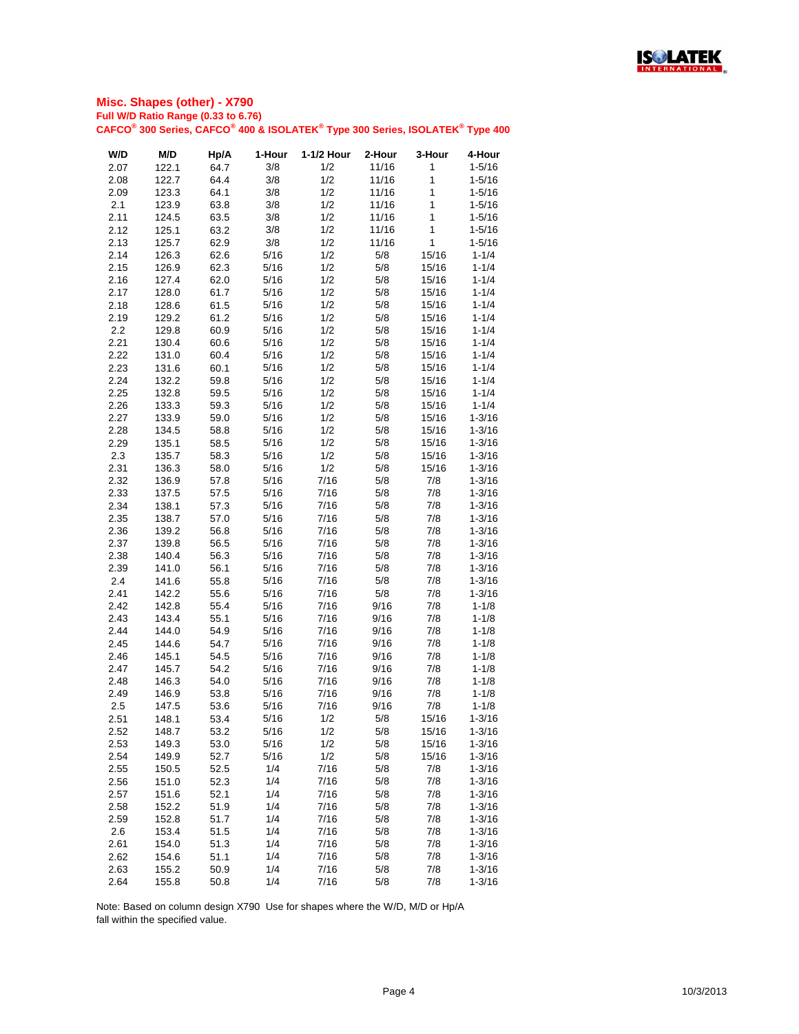## Misc. Shapes (other) - X790

**Full W/D Ratio Range (0.33 to 6.76)**

**CAFCO® 300 Series, CAFCO® 400 & ISOLATEK® Type 300 Series, ISOLATEK® Type 400**

| W/D | M/D | Hp/A | 1-Hour | 1-1/2 Hour | 2-Hour | 3-Hour | 4-Hour |
|---|---|---|---|---|---|---|---|
| 2.07 | 122.1 | 64.7 | 3/8 | 1/2 | 11/16 | 1 | 1-5/16 |
| 2.08 | 122.7 | 64.4 | 3/8 | 1/2 | 11/16 | 1 | 1-5/16 |
| 2.09 | 123.3 | 64.1 | 3/8 | 1/2 | 11/16 | 1 | 1-5/16 |
| 2.1 | 123.9 | 63.8 | 3/8 | 1/2 | 11/16 | 1 | 1-5/16 |
| 2.11 | 124.5 | 63.5 | 3/8 | 1/2 | 11/16 | 1 | 1-5/16 |
| 2.12 | 125.1 | 63.2 | 3/8 | 1/2 | 11/16 | 1 | 1-5/16 |
| 2.13 | 125.7 | 62.9 | 3/8 | 1/2 | 11/16 | 1 | 1-5/16 |
| 2.14 | 126.3 | 62.6 | 5/16 | 1/2 | 5/8 | 15/16 | 1-1/4 |
| 2.15 | 126.9 | 62.3 | 5/16 | 1/2 | 5/8 | 15/16 | 1-1/4 |
| 2.16 | 127.4 | 62.0 | 5/16 | 1/2 | 5/8 | 15/16 | 1-1/4 |
| 2.17 | 128.0 | 61.7 | 5/16 | 1/2 | 5/8 | 15/16 | 1-1/4 |
| 2.18 | 128.6 | 61.5 | 5/16 | 1/2 | 5/8 | 15/16 | 1-1/4 |
| 2.19 | 129.2 | 61.2 | 5/16 | 1/2 | 5/8 | 15/16 | 1-1/4 |
| 2.2 | 129.8 | 60.9 | 5/16 | 1/2 | 5/8 | 15/16 | 1-1/4 |
| 2.21 | 130.4 | 60.6 | 5/16 | 1/2 | 5/8 | 15/16 | 1-1/4 |
| 2.22 | 131.0 | 60.4 | 5/16 | 1/2 | 5/8 | 15/16 | 1-1/4 |
| 2.23 | 131.6 | 60.1 | 5/16 | 1/2 | 5/8 | 15/16 | 1-1/4 |
| 2.24 | 132.2 | 59.8 | 5/16 | 1/2 | 5/8 | 15/16 | 1-1/4 |
| 2.25 | 132.8 | 59.5 | 5/16 | 1/2 | 5/8 | 15/16 | 1-1/4 |
| 2.26 | 133.3 | 59.3 | 5/16 | 1/2 | 5/8 | 15/16 | 1-1/4 |
| 2.27 | 133.9 | 59.0 | 5/16 | 1/2 | 5/8 | 15/16 | 1-3/16 |
| 2.28 | 134.5 | 58.8 | 5/16 | 1/2 | 5/8 | 15/16 | 1-3/16 |
| 2.29 | 135.1 | 58.5 | 5/16 | 1/2 | 5/8 | 15/16 | 1-3/16 |
| 2.3 | 135.7 | 58.3 | 5/16 | 1/2 | 5/8 | 15/16 | 1-3/16 |
| 2.31 | 136.3 | 58.0 | 5/16 | 1/2 | 5/8 | 15/16 | 1-3/16 |
| 2.32 | 136.9 | 57.8 | 5/16 | 7/16 | 5/8 | 7/8 | 1-3/16 |
| 2.33 | 137.5 | 57.5 | 5/16 | 7/16 | 5/8 | 7/8 | 1-3/16 |
| 2.34 | 138.1 | 57.3 | 5/16 | 7/16 | 5/8 | 7/8 | 1-3/16 |
| 2.35 | 138.7 | 57.0 | 5/16 | 7/16 | 5/8 | 7/8 | 1-3/16 |
| 2.36 | 139.2 | 56.8 | 5/16 | 7/16 | 5/8 | 7/8 | 1-3/16 |
| 2.37 | 139.8 | 56.5 | 5/16 | 7/16 | 5/8 | 7/8 | 1-3/16 |
| 2.38 | 140.4 | 56.3 | 5/16 | 7/16 | 5/8 | 7/8 | 1-3/16 |
| 2.39 | 141.0 | 56.1 | 5/16 | 7/16 | 5/8 | 7/8 | 1-3/16 |
| 2.4 | 141.6 | 55.8 | 5/16 | 7/16 | 5/8 | 7/8 | 1-3/16 |
| 2.41 | 142.2 | 55.6 | 5/16 | 7/16 | 5/8 | 7/8 | 1-3/16 |
| 2.42 | 142.8 | 55.4 | 5/16 | 7/16 | 9/16 | 7/8 | 1-1/8 |
| 2.43 | 143.4 | 55.1 | 5/16 | 7/16 | 9/16 | 7/8 | 1-1/8 |
| 2.44 | 144.0 | 54.9 | 5/16 | 7/16 | 9/16 | 7/8 | 1-1/8 |
| 2.45 | 144.6 | 54.7 | 5/16 | 7/16 | 9/16 | 7/8 | 1-1/8 |
| 2.46 | 145.1 | 54.5 | 5/16 | 7/16 | 9/16 | 7/8 | 1-1/8 |
| 2.47 | 145.7 | 54.2 | 5/16 | 7/16 | 9/16 | 7/8 | 1-1/8 |
| 2.48 | 146.3 | 54.0 | 5/16 | 7/16 | 9/16 | 7/8 | 1-1/8 |
| 2.49 | 146.9 | 53.8 | 5/16 | 7/16 | 9/16 | 7/8 | 1-1/8 |
| 2.5 | 147.5 | 53.6 | 5/16 | 7/16 | 9/16 | 7/8 | 1-1/8 |
| 2.51 | 148.1 | 53.4 | 5/16 | 1/2 | 5/8 | 15/16 | 1-3/16 |
| 2.52 | 148.7 | 53.2 | 5/16 | 1/2 | 5/8 | 15/16 | 1-3/16 |
| 2.53 | 149.3 | 53.0 | 5/16 | 1/2 | 5/8 | 15/16 | 1-3/16 |
| 2.54 | 149.9 | 52.7 | 5/16 | 1/2 | 5/8 | 15/16 | 1-3/16 |
| 2.55 | 150.5 | 52.5 | 1/4 | 7/16 | 5/8 | 7/8 | 1-3/16 |
| 2.56 | 151.0 | 52.3 | 1/4 | 7/16 | 5/8 | 7/8 | 1-3/16 |
| 2.57 | 151.6 | 52.1 | 1/4 | 7/16 | 5/8 | 7/8 | 1-3/16 |
| 2.58 | 152.2 | 51.9 | 1/4 | 7/16 | 5/8 | 7/8 | 1-3/16 |
| 2.59 | 152.8 | 51.7 | 1/4 | 7/16 | 5/8 | 7/8 | 1-3/16 |
| 2.6 | 153.4 | 51.5 | 1/4 | 7/16 | 5/8 | 7/8 | 1-3/16 |
| 2.61 | 154.0 | 51.3 | 1/4 | 7/16 | 5/8 | 7/8 | 1-3/16 |
| 2.62 | 154.6 | 51.1 | 1/4 | 7/16 | 5/8 | 7/8 | 1-3/16 |
| 2.63 | 155.2 | 50.9 | 1/4 | 7/16 | 5/8 | 7/8 | 1-3/16 |
| 2.64 | 155.8 | 50.8 | 1/4 | 7/16 | 5/8 | 7/8 | 1-3/16 |

Note: Based on column design X790 Use for shapes where the W/D, M/D or Hp/A fall within the specified value.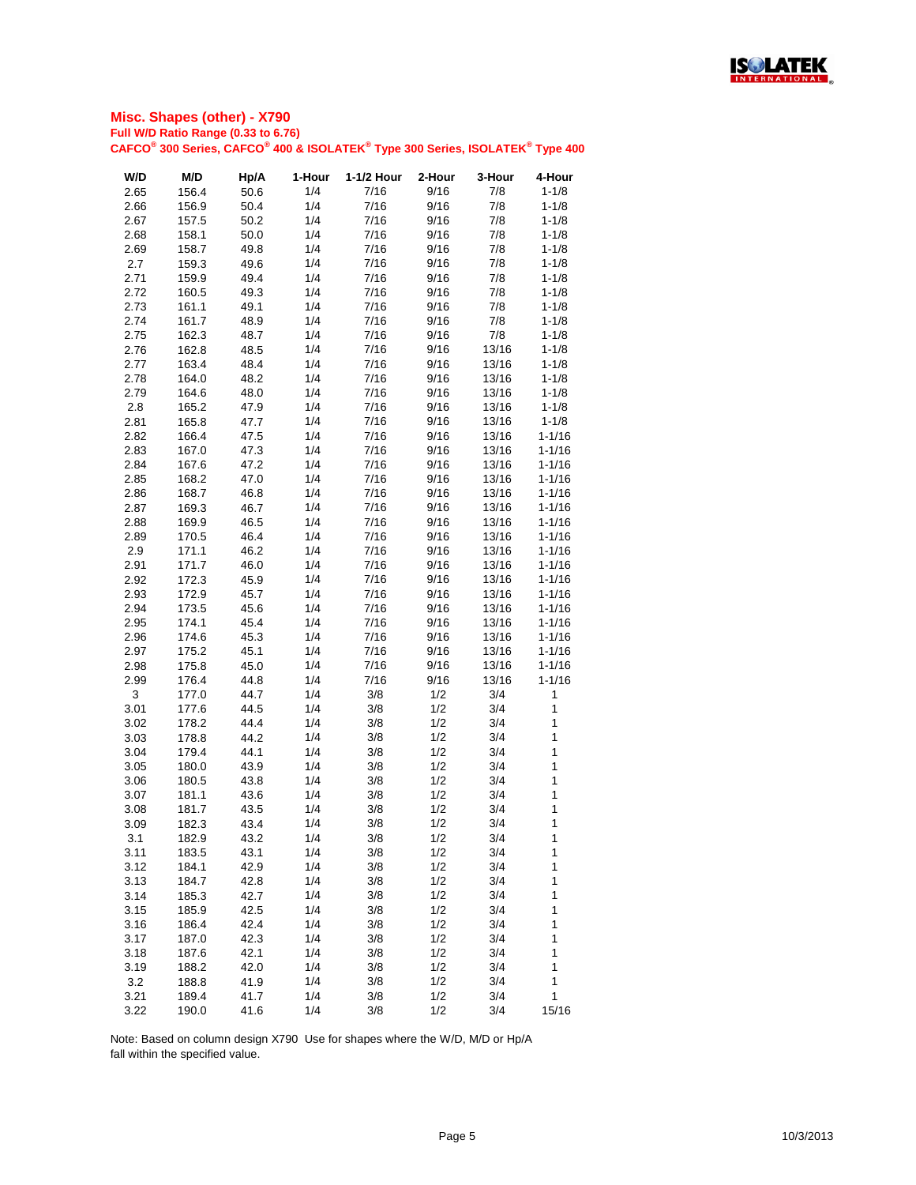## Misc. Shapes (other) - X790

### Full W/D Ratio Range (0.33 to 6.76)

### CAFCO® 300 Series, CAFCO® 400 & ISOLATEK® Type 300 Series, ISOLATEK® Type 400

| W/D | M/D | Hp/A | 1-Hour | 1-1/2 Hour | 2-Hour | 3-Hour | 4-Hour |
|---|---|---|---|---|---|---|---|
| 2.65 | 156.4 | 50.6 | 1/4 | 7/16 | 9/16 | 7/8 | 1-1/8 |
| 2.66 | 156.9 | 50.4 | 1/4 | 7/16 | 9/16 | 7/8 | 1-1/8 |
| 2.67 | 157.5 | 50.2 | 1/4 | 7/16 | 9/16 | 7/8 | 1-1/8 |
| 2.68 | 158.1 | 50.0 | 1/4 | 7/16 | 9/16 | 7/8 | 1-1/8 |
| 2.69 | 158.7 | 49.8 | 1/4 | 7/16 | 9/16 | 7/8 | 1-1/8 |
| 2.7 | 159.3 | 49.6 | 1/4 | 7/16 | 9/16 | 7/8 | 1-1/8 |
| 2.71 | 159.9 | 49.4 | 1/4 | 7/16 | 9/16 | 7/8 | 1-1/8 |
| 2.72 | 160.5 | 49.3 | 1/4 | 7/16 | 9/16 | 7/8 | 1-1/8 |
| 2.73 | 161.1 | 49.1 | 1/4 | 7/16 | 9/16 | 7/8 | 1-1/8 |
| 2.74 | 161.7 | 48.9 | 1/4 | 7/16 | 9/16 | 7/8 | 1-1/8 |
| 2.75 | 162.3 | 48.7 | 1/4 | 7/16 | 9/16 | 7/8 | 1-1/8 |
| 2.76 | 162.8 | 48.5 | 1/4 | 7/16 | 9/16 | 13/16 | 1-1/8 |
| 2.77 | 163.4 | 48.4 | 1/4 | 7/16 | 9/16 | 13/16 | 1-1/8 |
| 2.78 | 164.0 | 48.2 | 1/4 | 7/16 | 9/16 | 13/16 | 1-1/8 |
| 2.79 | 164.6 | 48.0 | 1/4 | 7/16 | 9/16 | 13/16 | 1-1/8 |
| 2.8 | 165.2 | 47.9 | 1/4 | 7/16 | 9/16 | 13/16 | 1-1/8 |
| 2.81 | 165.8 | 47.7 | 1/4 | 7/16 | 9/16 | 13/16 | 1-1/8 |
| 2.82 | 166.4 | 47.5 | 1/4 | 7/16 | 9/16 | 13/16 | 1-1/16 |
| 2.83 | 167.0 | 47.3 | 1/4 | 7/16 | 9/16 | 13/16 | 1-1/16 |
| 2.84 | 167.6 | 47.2 | 1/4 | 7/16 | 9/16 | 13/16 | 1-1/16 |
| 2.85 | 168.2 | 47.0 | 1/4 | 7/16 | 9/16 | 13/16 | 1-1/16 |
| 2.86 | 168.7 | 46.8 | 1/4 | 7/16 | 9/16 | 13/16 | 1-1/16 |
| 2.87 | 169.3 | 46.7 | 1/4 | 7/16 | 9/16 | 13/16 | 1-1/16 |
| 2.88 | 169.9 | 46.5 | 1/4 | 7/16 | 9/16 | 13/16 | 1-1/16 |
| 2.89 | 170.5 | 46.4 | 1/4 | 7/16 | 9/16 | 13/16 | 1-1/16 |
| 2.9 | 171.1 | 46.2 | 1/4 | 7/16 | 9/16 | 13/16 | 1-1/16 |
| 2.91 | 171.7 | 46.0 | 1/4 | 7/16 | 9/16 | 13/16 | 1-1/16 |
| 2.92 | 172.3 | 45.9 | 1/4 | 7/16 | 9/16 | 13/16 | 1-1/16 |
| 2.93 | 172.9 | 45.7 | 1/4 | 7/16 | 9/16 | 13/16 | 1-1/16 |
| 2.94 | 173.5 | 45.6 | 1/4 | 7/16 | 9/16 | 13/16 | 1-1/16 |
| 2.95 | 174.1 | 45.4 | 1/4 | 7/16 | 9/16 | 13/16 | 1-1/16 |
| 2.96 | 174.6 | 45.3 | 1/4 | 7/16 | 9/16 | 13/16 | 1-1/16 |
| 2.97 | 175.2 | 45.1 | 1/4 | 7/16 | 9/16 | 13/16 | 1-1/16 |
| 2.98 | 175.8 | 45.0 | 1/4 | 7/16 | 9/16 | 13/16 | 1-1/16 |
| 2.99 | 176.4 | 44.8 | 1/4 | 7/16 | 9/16 | 13/16 | 1-1/16 |
| 3 | 177.0 | 44.7 | 1/4 | 3/8 | 1/2 | 3/4 | 1 |
| 3.01 | 177.6 | 44.5 | 1/4 | 3/8 | 1/2 | 3/4 | 1 |
| 3.02 | 178.2 | 44.4 | 1/4 | 3/8 | 1/2 | 3/4 | 1 |
| 3.03 | 178.8 | 44.2 | 1/4 | 3/8 | 1/2 | 3/4 | 1 |
| 3.04 | 179.4 | 44.1 | 1/4 | 3/8 | 1/2 | 3/4 | 1 |
| 3.05 | 180.0 | 43.9 | 1/4 | 3/8 | 1/2 | 3/4 | 1 |
| 3.06 | 180.5 | 43.8 | 1/4 | 3/8 | 1/2 | 3/4 | 1 |
| 3.07 | 181.1 | 43.6 | 1/4 | 3/8 | 1/2 | 3/4 | 1 |
| 3.08 | 181.7 | 43.5 | 1/4 | 3/8 | 1/2 | 3/4 | 1 |
| 3.09 | 182.3 | 43.4 | 1/4 | 3/8 | 1/2 | 3/4 | 1 |
| 3.1 | 182.9 | 43.2 | 1/4 | 3/8 | 1/2 | 3/4 | 1 |
| 3.11 | 183.5 | 43.1 | 1/4 | 3/8 | 1/2 | 3/4 | 1 |
| 3.12 | 184.1 | 42.9 | 1/4 | 3/8 | 1/2 | 3/4 | 1 |
| 3.13 | 184.7 | 42.8 | 1/4 | 3/8 | 1/2 | 3/4 | 1 |
| 3.14 | 185.3 | 42.7 | 1/4 | 3/8 | 1/2 | 3/4 | 1 |
| 3.15 | 185.9 | 42.5 | 1/4 | 3/8 | 1/2 | 3/4 | 1 |
| 3.16 | 186.4 | 42.4 | 1/4 | 3/8 | 1/2 | 3/4 | 1 |
| 3.17 | 187.0 | 42.3 | 1/4 | 3/8 | 1/2 | 3/4 | 1 |
| 3.18 | 187.6 | 42.1 | 1/4 | 3/8 | 1/2 | 3/4 | 1 |
| 3.19 | 188.2 | 42.0 | 1/4 | 3/8 | 1/2 | 3/4 | 1 |
| 3.2 | 188.8 | 41.9 | 1/4 | 3/8 | 1/2 | 3/4 | 1 |
| 3.21 | 189.4 | 41.7 | 1/4 | 3/8 | 1/2 | 3/4 | 1 |
| 3.22 | 190.0 | 41.6 | 1/4 | 3/8 | 1/2 | 3/4 | 15/16 |

Note: Based on column design X790 Use for shapes where the W/D, M/D or Hp/A fall within the specified value.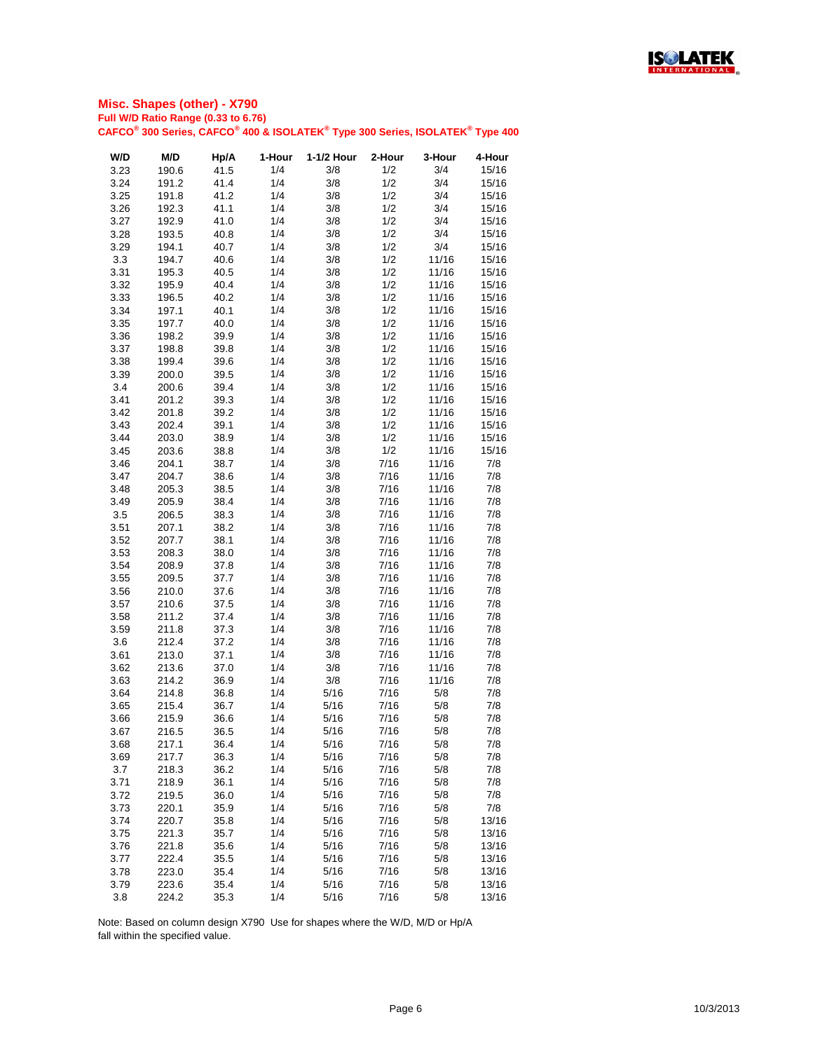## Misc. Shapes (other) - X790

**Full W/D Ratio Range (0.33 to 6.76)**

**CAFCO® 300 Series, CAFCO® 400 & ISOLATEK® Type 300 Series, ISOLATEK® Type 400**

| W/D | M/D | Hp/A | 1-Hour | 1-1/2 Hour | 2-Hour | 3-Hour | 4-Hour |
|---|---|---|---|---|---|---|---|
| 3.23 | 190.6 | 41.5 | 1/4 | 3/8 | 1/2 | 3/4 | 15/16 |
| 3.24 | 191.2 | 41.4 | 1/4 | 3/8 | 1/2 | 3/4 | 15/16 |
| 3.25 | 191.8 | 41.2 | 1/4 | 3/8 | 1/2 | 3/4 | 15/16 |
| 3.26 | 192.3 | 41.1 | 1/4 | 3/8 | 1/2 | 3/4 | 15/16 |
| 3.27 | 192.9 | 41.0 | 1/4 | 3/8 | 1/2 | 3/4 | 15/16 |
| 3.28 | 193.5 | 40.8 | 1/4 | 3/8 | 1/2 | 3/4 | 15/16 |
| 3.29 | 194.1 | 40.7 | 1/4 | 3/8 | 1/2 | 3/4 | 15/16 |
| 3.3 | 194.7 | 40.6 | 1/4 | 3/8 | 1/2 | 11/16 | 15/16 |
| 3.31 | 195.3 | 40.5 | 1/4 | 3/8 | 1/2 | 11/16 | 15/16 |
| 3.32 | 195.9 | 40.4 | 1/4 | 3/8 | 1/2 | 11/16 | 15/16 |
| 3.33 | 196.5 | 40.2 | 1/4 | 3/8 | 1/2 | 11/16 | 15/16 |
| 3.34 | 197.1 | 40.1 | 1/4 | 3/8 | 1/2 | 11/16 | 15/16 |
| 3.35 | 197.7 | 40.0 | 1/4 | 3/8 | 1/2 | 11/16 | 15/16 |
| 3.36 | 198.2 | 39.9 | 1/4 | 3/8 | 1/2 | 11/16 | 15/16 |
| 3.37 | 198.8 | 39.8 | 1/4 | 3/8 | 1/2 | 11/16 | 15/16 |
| 3.38 | 199.4 | 39.6 | 1/4 | 3/8 | 1/2 | 11/16 | 15/16 |
| 3.39 | 200.0 | 39.5 | 1/4 | 3/8 | 1/2 | 11/16 | 15/16 |
| 3.4 | 200.6 | 39.4 | 1/4 | 3/8 | 1/2 | 11/16 | 15/16 |
| 3.41 | 201.2 | 39.3 | 1/4 | 3/8 | 1/2 | 11/16 | 15/16 |
| 3.42 | 201.8 | 39.2 | 1/4 | 3/8 | 1/2 | 11/16 | 15/16 |
| 3.43 | 202.4 | 39.1 | 1/4 | 3/8 | 1/2 | 11/16 | 15/16 |
| 3.44 | 203.0 | 38.9 | 1/4 | 3/8 | 1/2 | 11/16 | 15/16 |
| 3.45 | 203.6 | 38.8 | 1/4 | 3/8 | 1/2 | 11/16 | 15/16 |
| 3.46 | 204.1 | 38.7 | 1/4 | 3/8 | 7/16 | 11/16 | 7/8 |
| 3.47 | 204.7 | 38.6 | 1/4 | 3/8 | 7/16 | 11/16 | 7/8 |
| 3.48 | 205.3 | 38.5 | 1/4 | 3/8 | 7/16 | 11/16 | 7/8 |
| 3.49 | 205.9 | 38.4 | 1/4 | 3/8 | 7/16 | 11/16 | 7/8 |
| 3.5 | 206.5 | 38.3 | 1/4 | 3/8 | 7/16 | 11/16 | 7/8 |
| 3.51 | 207.1 | 38.2 | 1/4 | 3/8 | 7/16 | 11/16 | 7/8 |
| 3.52 | 207.7 | 38.1 | 1/4 | 3/8 | 7/16 | 11/16 | 7/8 |
| 3.53 | 208.3 | 38.0 | 1/4 | 3/8 | 7/16 | 11/16 | 7/8 |
| 3.54 | 208.9 | 37.8 | 1/4 | 3/8 | 7/16 | 11/16 | 7/8 |
| 3.55 | 209.5 | 37.7 | 1/4 | 3/8 | 7/16 | 11/16 | 7/8 |
| 3.56 | 210.0 | 37.6 | 1/4 | 3/8 | 7/16 | 11/16 | 7/8 |
| 3.57 | 210.6 | 37.5 | 1/4 | 3/8 | 7/16 | 11/16 | 7/8 |
| 3.58 | 211.2 | 37.4 | 1/4 | 3/8 | 7/16 | 11/16 | 7/8 |
| 3.59 | 211.8 | 37.3 | 1/4 | 3/8 | 7/16 | 11/16 | 7/8 |
| 3.6 | 212.4 | 37.2 | 1/4 | 3/8 | 7/16 | 11/16 | 7/8 |
| 3.61 | 213.0 | 37.1 | 1/4 | 3/8 | 7/16 | 11/16 | 7/8 |
| 3.62 | 213.6 | 37.0 | 1/4 | 3/8 | 7/16 | 11/16 | 7/8 |
| 3.63 | 214.2 | 36.9 | 1/4 | 3/8 | 7/16 | 11/16 | 7/8 |
| 3.64 | 214.8 | 36.8 | 1/4 | 5/16 | 7/16 | 5/8 | 7/8 |
| 3.65 | 215.4 | 36.7 | 1/4 | 5/16 | 7/16 | 5/8 | 7/8 |
| 3.66 | 215.9 | 36.6 | 1/4 | 5/16 | 7/16 | 5/8 | 7/8 |
| 3.67 | 216.5 | 36.5 | 1/4 | 5/16 | 7/16 | 5/8 | 7/8 |
| 3.68 | 217.1 | 36.4 | 1/4 | 5/16 | 7/16 | 5/8 | 7/8 |
| 3.69 | 217.7 | 36.3 | 1/4 | 5/16 | 7/16 | 5/8 | 7/8 |
| 3.7 | 218.3 | 36.2 | 1/4 | 5/16 | 7/16 | 5/8 | 7/8 |
| 3.71 | 218.9 | 36.1 | 1/4 | 5/16 | 7/16 | 5/8 | 7/8 |
| 3.72 | 219.5 | 36.0 | 1/4 | 5/16 | 7/16 | 5/8 | 7/8 |
| 3.73 | 220.1 | 35.9 | 1/4 | 5/16 | 7/16 | 5/8 | 7/8 |
| 3.74 | 220.7 | 35.8 | 1/4 | 5/16 | 7/16 | 5/8 | 13/16 |
| 3.75 | 221.3 | 35.7 | 1/4 | 5/16 | 7/16 | 5/8 | 13/16 |
| 3.76 | 221.8 | 35.6 | 1/4 | 5/16 | 7/16 | 5/8 | 13/16 |
| 3.77 | 222.4 | 35.5 | 1/4 | 5/16 | 7/16 | 5/8 | 13/16 |
| 3.78 | 223.0 | 35.4 | 1/4 | 5/16 | 7/16 | 5/8 | 13/16 |
| 3.79 | 223.6 | 35.4 | 1/4 | 5/16 | 7/16 | 5/8 | 13/16 |
| 3.8 | 224.2 | 35.3 | 1/4 | 5/16 | 7/16 | 5/8 | 13/16 |

Note: Based on column design X790 Use for shapes where the W/D, M/D or Hp/A fall within the specified value.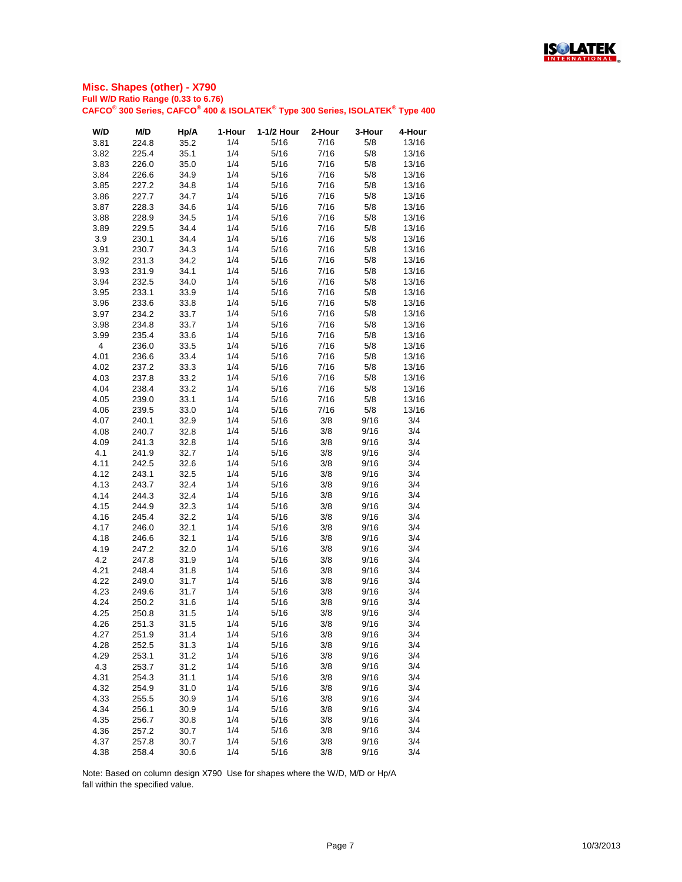## Misc. Shapes (other) - X790

**Full W/D Ratio Range (0.33 to 6.76)**

**CAFCO® 300 Series, CAFCO® 400 & ISOLATEK® Type 300 Series, ISOLATEK® Type 400**

| W/D | M/D | Hp/A | 1-Hour | 1-1/2 Hour | 2-Hour | 3-Hour | 4-Hour |
|---|---|---|---|---|---|---|---|
| 3.81 | 224.8 | 35.2 | 1/4 | 5/16 | 7/16 | 5/8 | 13/16 |
| 3.82 | 225.4 | 35.1 | 1/4 | 5/16 | 7/16 | 5/8 | 13/16 |
| 3.83 | 226.0 | 35.0 | 1/4 | 5/16 | 7/16 | 5/8 | 13/16 |
| 3.84 | 226.6 | 34.9 | 1/4 | 5/16 | 7/16 | 5/8 | 13/16 |
| 3.85 | 227.2 | 34.8 | 1/4 | 5/16 | 7/16 | 5/8 | 13/16 |
| 3.86 | 227.7 | 34.7 | 1/4 | 5/16 | 7/16 | 5/8 | 13/16 |
| 3.87 | 228.3 | 34.6 | 1/4 | 5/16 | 7/16 | 5/8 | 13/16 |
| 3.88 | 228.9 | 34.5 | 1/4 | 5/16 | 7/16 | 5/8 | 13/16 |
| 3.89 | 229.5 | 34.4 | 1/4 | 5/16 | 7/16 | 5/8 | 13/16 |
| 3.9 | 230.1 | 34.4 | 1/4 | 5/16 | 7/16 | 5/8 | 13/16 |
| 3.91 | 230.7 | 34.3 | 1/4 | 5/16 | 7/16 | 5/8 | 13/16 |
| 3.92 | 231.3 | 34.2 | 1/4 | 5/16 | 7/16 | 5/8 | 13/16 |
| 3.93 | 231.9 | 34.1 | 1/4 | 5/16 | 7/16 | 5/8 | 13/16 |
| 3.94 | 232.5 | 34.0 | 1/4 | 5/16 | 7/16 | 5/8 | 13/16 |
| 3.95 | 233.1 | 33.9 | 1/4 | 5/16 | 7/16 | 5/8 | 13/16 |
| 3.96 | 233.6 | 33.8 | 1/4 | 5/16 | 7/16 | 5/8 | 13/16 |
| 3.97 | 234.2 | 33.7 | 1/4 | 5/16 | 7/16 | 5/8 | 13/16 |
| 3.98 | 234.8 | 33.7 | 1/4 | 5/16 | 7/16 | 5/8 | 13/16 |
| 3.99 | 235.4 | 33.6 | 1/4 | 5/16 | 7/16 | 5/8 | 13/16 |
| 4 | 236.0 | 33.5 | 1/4 | 5/16 | 7/16 | 5/8 | 13/16 |
| 4.01 | 236.6 | 33.4 | 1/4 | 5/16 | 7/16 | 5/8 | 13/16 |
| 4.02 | 237.2 | 33.3 | 1/4 | 5/16 | 7/16 | 5/8 | 13/16 |
| 4.03 | 237.8 | 33.2 | 1/4 | 5/16 | 7/16 | 5/8 | 13/16 |
| 4.04 | 238.4 | 33.2 | 1/4 | 5/16 | 7/16 | 5/8 | 13/16 |
| 4.05 | 239.0 | 33.1 | 1/4 | 5/16 | 7/16 | 5/8 | 13/16 |
| 4.06 | 239.5 | 33.0 | 1/4 | 5/16 | 7/16 | 5/8 | 13/16 |
| 4.07 | 240.1 | 32.9 | 1/4 | 5/16 | 3/8 | 9/16 | 3/4 |
| 4.08 | 240.7 | 32.8 | 1/4 | 5/16 | 3/8 | 9/16 | 3/4 |
| 4.09 | 241.3 | 32.8 | 1/4 | 5/16 | 3/8 | 9/16 | 3/4 |
| 4.1 | 241.9 | 32.7 | 1/4 | 5/16 | 3/8 | 9/16 | 3/4 |
| 4.11 | 242.5 | 32.6 | 1/4 | 5/16 | 3/8 | 9/16 | 3/4 |
| 4.12 | 243.1 | 32.5 | 1/4 | 5/16 | 3/8 | 9/16 | 3/4 |
| 4.13 | 243.7 | 32.4 | 1/4 | 5/16 | 3/8 | 9/16 | 3/4 |
| 4.14 | 244.3 | 32.4 | 1/4 | 5/16 | 3/8 | 9/16 | 3/4 |
| 4.15 | 244.9 | 32.3 | 1/4 | 5/16 | 3/8 | 9/16 | 3/4 |
| 4.16 | 245.4 | 32.2 | 1/4 | 5/16 | 3/8 | 9/16 | 3/4 |
| 4.17 | 246.0 | 32.1 | 1/4 | 5/16 | 3/8 | 9/16 | 3/4 |
| 4.18 | 246.6 | 32.1 | 1/4 | 5/16 | 3/8 | 9/16 | 3/4 |
| 4.19 | 247.2 | 32.0 | 1/4 | 5/16 | 3/8 | 9/16 | 3/4 |
| 4.2 | 247.8 | 31.9 | 1/4 | 5/16 | 3/8 | 9/16 | 3/4 |
| 4.21 | 248.4 | 31.8 | 1/4 | 5/16 | 3/8 | 9/16 | 3/4 |
| 4.22 | 249.0 | 31.7 | 1/4 | 5/16 | 3/8 | 9/16 | 3/4 |
| 4.23 | 249.6 | 31.7 | 1/4 | 5/16 | 3/8 | 9/16 | 3/4 |
| 4.24 | 250.2 | 31.6 | 1/4 | 5/16 | 3/8 | 9/16 | 3/4 |
| 4.25 | 250.8 | 31.5 | 1/4 | 5/16 | 3/8 | 9/16 | 3/4 |
| 4.26 | 251.3 | 31.5 | 1/4 | 5/16 | 3/8 | 9/16 | 3/4 |
| 4.27 | 251.9 | 31.4 | 1/4 | 5/16 | 3/8 | 9/16 | 3/4 |
| 4.28 | 252.5 | 31.3 | 1/4 | 5/16 | 3/8 | 9/16 | 3/4 |
| 4.29 | 253.1 | 31.2 | 1/4 | 5/16 | 3/8 | 9/16 | 3/4 |
| 4.3 | 253.7 | 31.2 | 1/4 | 5/16 | 3/8 | 9/16 | 3/4 |
| 4.31 | 254.3 | 31.1 | 1/4 | 5/16 | 3/8 | 9/16 | 3/4 |
| 4.32 | 254.9 | 31.0 | 1/4 | 5/16 | 3/8 | 9/16 | 3/4 |
| 4.33 | 255.5 | 30.9 | 1/4 | 5/16 | 3/8 | 9/16 | 3/4 |
| 4.34 | 256.1 | 30.9 | 1/4 | 5/16 | 3/8 | 9/16 | 3/4 |
| 4.35 | 256.7 | 30.8 | 1/4 | 5/16 | 3/8 | 9/16 | 3/4 |
| 4.36 | 257.2 | 30.7 | 1/4 | 5/16 | 3/8 | 9/16 | 3/4 |
| 4.37 | 257.8 | 30.7 | 1/4 | 5/16 | 3/8 | 9/16 | 3/4 |
| 4.38 | 258.4 | 30.6 | 1/4 | 5/16 | 3/8 | 9/16 | 3/4 |

Note: Based on column design X790 Use for shapes where the W/D, M/D or Hp/A fall within the specified value.

10/3/2013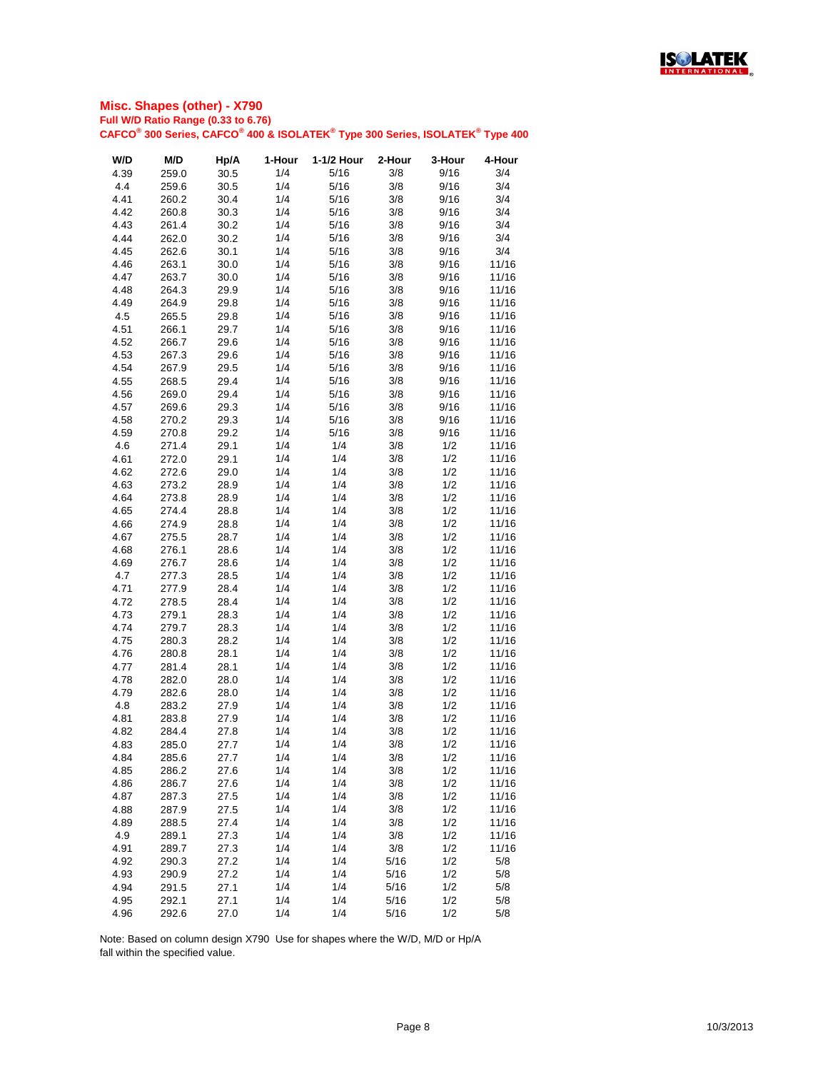## Misc. Shapes (other) - X790

**Full W/D Ratio Range (0.33 to 6.76)**

**CAFCO® 300 Series, CAFCO® 400 & ISOLATEK® Type 300 Series, ISOLATEK® Type 400**

| W/D | M/D | Hp/A | 1-Hour | 1-1/2 Hour | 2-Hour | 3-Hour | 4-Hour |
|---|---|---|---|---|---|---|---|
| 4.39 | 259.0 | 30.5 | 1/4 | 5/16 | 3/8 | 9/16 | 3/4 |
| 4.4 | 259.6 | 30.5 | 1/4 | 5/16 | 3/8 | 9/16 | 3/4 |
| 4.41 | 260.2 | 30.4 | 1/4 | 5/16 | 3/8 | 9/16 | 3/4 |
| 4.42 | 260.8 | 30.3 | 1/4 | 5/16 | 3/8 | 9/16 | 3/4 |
| 4.43 | 261.4 | 30.2 | 1/4 | 5/16 | 3/8 | 9/16 | 3/4 |
| 4.44 | 262.0 | 30.2 | 1/4 | 5/16 | 3/8 | 9/16 | 3/4 |
| 4.45 | 262.6 | 30.1 | 1/4 | 5/16 | 3/8 | 9/16 | 3/4 |
| 4.46 | 263.1 | 30.0 | 1/4 | 5/16 | 3/8 | 9/16 | 11/16 |
| 4.47 | 263.7 | 30.0 | 1/4 | 5/16 | 3/8 | 9/16 | 11/16 |
| 4.48 | 264.3 | 29.9 | 1/4 | 5/16 | 3/8 | 9/16 | 11/16 |
| 4.49 | 264.9 | 29.8 | 1/4 | 5/16 | 3/8 | 9/16 | 11/16 |
| 4.5 | 265.5 | 29.8 | 1/4 | 5/16 | 3/8 | 9/16 | 11/16 |
| 4.51 | 266.1 | 29.7 | 1/4 | 5/16 | 3/8 | 9/16 | 11/16 |
| 4.52 | 266.7 | 29.6 | 1/4 | 5/16 | 3/8 | 9/16 | 11/16 |
| 4.53 | 267.3 | 29.6 | 1/4 | 5/16 | 3/8 | 9/16 | 11/16 |
| 4.54 | 267.9 | 29.5 | 1/4 | 5/16 | 3/8 | 9/16 | 11/16 |
| 4.55 | 268.5 | 29.4 | 1/4 | 5/16 | 3/8 | 9/16 | 11/16 |
| 4.56 | 269.0 | 29.4 | 1/4 | 5/16 | 3/8 | 9/16 | 11/16 |
| 4.57 | 269.6 | 29.3 | 1/4 | 5/16 | 3/8 | 9/16 | 11/16 |
| 4.58 | 270.2 | 29.3 | 1/4 | 5/16 | 3/8 | 9/16 | 11/16 |
| 4.59 | 270.8 | 29.2 | 1/4 | 5/16 | 3/8 | 9/16 | 11/16 |
| 4.6 | 271.4 | 29.1 | 1/4 | 1/4 | 3/8 | 1/2 | 11/16 |
| 4.61 | 272.0 | 29.1 | 1/4 | 1/4 | 3/8 | 1/2 | 11/16 |
| 4.62 | 272.6 | 29.0 | 1/4 | 1/4 | 3/8 | 1/2 | 11/16 |
| 4.63 | 273.2 | 28.9 | 1/4 | 1/4 | 3/8 | 1/2 | 11/16 |
| 4.64 | 273.8 | 28.9 | 1/4 | 1/4 | 3/8 | 1/2 | 11/16 |
| 4.65 | 274.4 | 28.8 | 1/4 | 1/4 | 3/8 | 1/2 | 11/16 |
| 4.66 | 274.9 | 28.8 | 1/4 | 1/4 | 3/8 | 1/2 | 11/16 |
| 4.67 | 275.5 | 28.7 | 1/4 | 1/4 | 3/8 | 1/2 | 11/16 |
| 4.68 | 276.1 | 28.6 | 1/4 | 1/4 | 3/8 | 1/2 | 11/16 |
| 4.69 | 276.7 | 28.6 | 1/4 | 1/4 | 3/8 | 1/2 | 11/16 |
| 4.7 | 277.3 | 28.5 | 1/4 | 1/4 | 3/8 | 1/2 | 11/16 |
| 4.71 | 277.9 | 28.4 | 1/4 | 1/4 | 3/8 | 1/2 | 11/16 |
| 4.72 | 278.5 | 28.4 | 1/4 | 1/4 | 3/8 | 1/2 | 11/16 |
| 4.73 | 279.1 | 28.3 | 1/4 | 1/4 | 3/8 | 1/2 | 11/16 |
| 4.74 | 279.7 | 28.3 | 1/4 | 1/4 | 3/8 | 1/2 | 11/16 |
| 4.75 | 280.3 | 28.2 | 1/4 | 1/4 | 3/8 | 1/2 | 11/16 |
| 4.76 | 280.8 | 28.1 | 1/4 | 1/4 | 3/8 | 1/2 | 11/16 |
| 4.77 | 281.4 | 28.1 | 1/4 | 1/4 | 3/8 | 1/2 | 11/16 |
| 4.78 | 282.0 | 28.0 | 1/4 | 1/4 | 3/8 | 1/2 | 11/16 |
| 4.79 | 282.6 | 28.0 | 1/4 | 1/4 | 3/8 | 1/2 | 11/16 |
| 4.8 | 283.2 | 27.9 | 1/4 | 1/4 | 3/8 | 1/2 | 11/16 |
| 4.81 | 283.8 | 27.9 | 1/4 | 1/4 | 3/8 | 1/2 | 11/16 |
| 4.82 | 284.4 | 27.8 | 1/4 | 1/4 | 3/8 | 1/2 | 11/16 |
| 4.83 | 285.0 | 27.7 | 1/4 | 1/4 | 3/8 | 1/2 | 11/16 |
| 4.84 | 285.6 | 27.7 | 1/4 | 1/4 | 3/8 | 1/2 | 11/16 |
| 4.85 | 286.2 | 27.6 | 1/4 | 1/4 | 3/8 | 1/2 | 11/16 |
| 4.86 | 286.7 | 27.6 | 1/4 | 1/4 | 3/8 | 1/2 | 11/16 |
| 4.87 | 287.3 | 27.5 | 1/4 | 1/4 | 3/8 | 1/2 | 11/16 |
| 4.88 | 287.9 | 27.5 | 1/4 | 1/4 | 3/8 | 1/2 | 11/16 |
| 4.89 | 288.5 | 27.4 | 1/4 | 1/4 | 3/8 | 1/2 | 11/16 |
| 4.9 | 289.1 | 27.3 | 1/4 | 1/4 | 3/8 | 1/2 | 11/16 |
| 4.91 | 289.7 | 27.3 | 1/4 | 1/4 | 3/8 | 1/2 | 11/16 |
| 4.92 | 290.3 | 27.2 | 1/4 | 1/4 | 5/16 | 1/2 | 5/8 |
| 4.93 | 290.9 | 27.2 | 1/4 | 1/4 | 5/16 | 1/2 | 5/8 |
| 4.94 | 291.5 | 27.1 | 1/4 | 1/4 | 5/16 | 1/2 | 5/8 |
| 4.95 | 292.1 | 27.1 | 1/4 | 1/4 | 5/16 | 1/2 | 5/8 |
| 4.96 | 292.6 | 27.0 | 1/4 | 1/4 | 5/16 | 1/2 | 5/8 |

Note: Based on column design X790 Use for shapes where the W/D, M/D or Hp/A fall within the specified value.

10/3/2013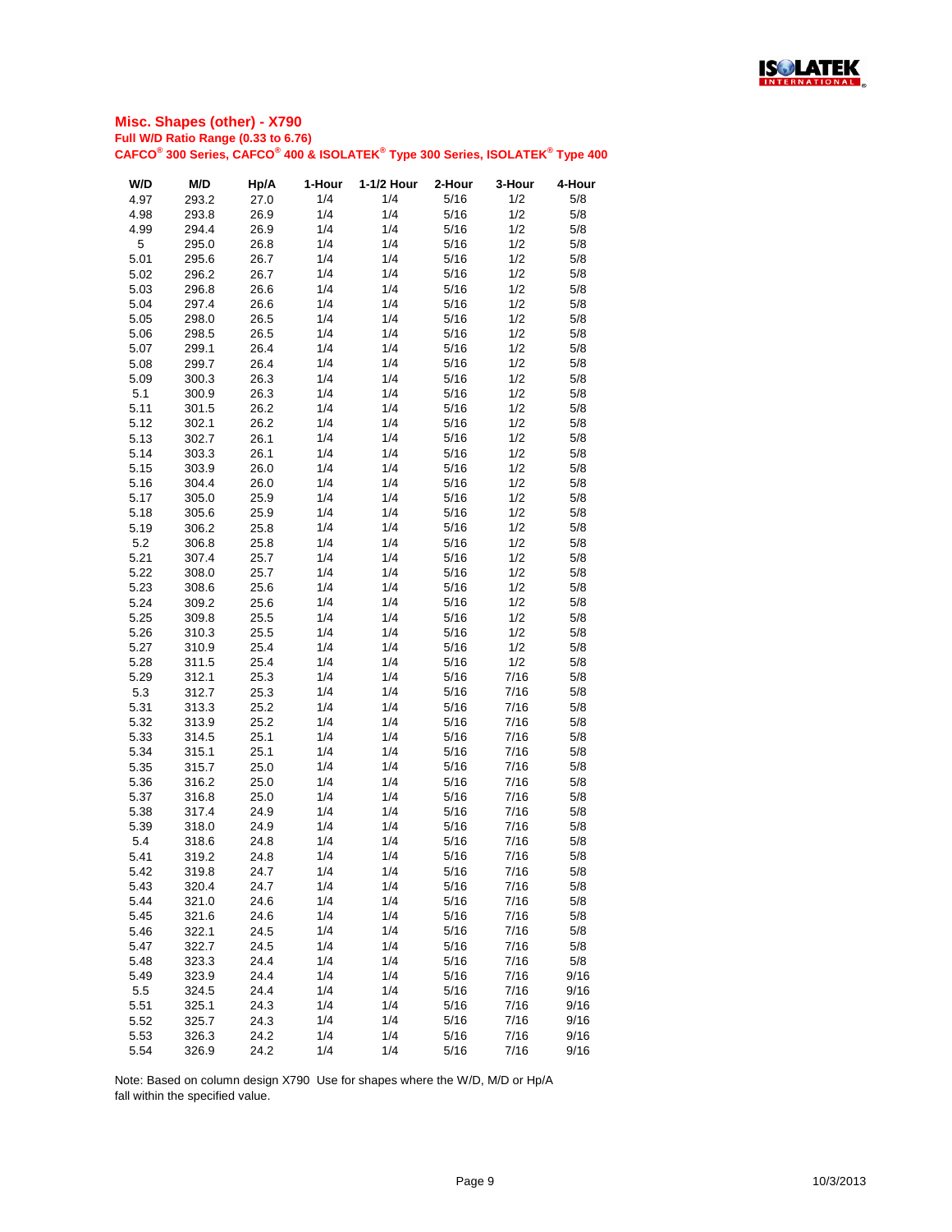## Misc. Shapes (other) - X790

**Full W/D Ratio Range (0.33 to 6.76)**

**CAFCO® 300 Series, CAFCO® 400 & ISOLATEK® Type 300 Series, ISOLATEK® Type 400**

| W/D | M/D | Hp/A | 1-Hour | 1-1/2 Hour | 2-Hour | 3-Hour | 4-Hour |
|---|---|---|---|---|---|---|---|
| 4.97 | 293.2 | 27.0 | 1/4 | 1/4 | 5/16 | 1/2 | 5/8 |
| 4.98 | 293.8 | 26.9 | 1/4 | 1/4 | 5/16 | 1/2 | 5/8 |
| 4.99 | 294.4 | 26.9 | 1/4 | 1/4 | 5/16 | 1/2 | 5/8 |
| 5 | 295.0 | 26.8 | 1/4 | 1/4 | 5/16 | 1/2 | 5/8 |
| 5.01 | 295.6 | 26.7 | 1/4 | 1/4 | 5/16 | 1/2 | 5/8 |
| 5.02 | 296.2 | 26.7 | 1/4 | 1/4 | 5/16 | 1/2 | 5/8 |
| 5.03 | 296.8 | 26.6 | 1/4 | 1/4 | 5/16 | 1/2 | 5/8 |
| 5.04 | 297.4 | 26.6 | 1/4 | 1/4 | 5/16 | 1/2 | 5/8 |
| 5.05 | 298.0 | 26.5 | 1/4 | 1/4 | 5/16 | 1/2 | 5/8 |
| 5.06 | 298.5 | 26.5 | 1/4 | 1/4 | 5/16 | 1/2 | 5/8 |
| 5.07 | 299.1 | 26.4 | 1/4 | 1/4 | 5/16 | 1/2 | 5/8 |
| 5.08 | 299.7 | 26.4 | 1/4 | 1/4 | 5/16 | 1/2 | 5/8 |
| 5.09 | 300.3 | 26.3 | 1/4 | 1/4 | 5/16 | 1/2 | 5/8 |
| 5.1 | 300.9 | 26.3 | 1/4 | 1/4 | 5/16 | 1/2 | 5/8 |
| 5.11 | 301.5 | 26.2 | 1/4 | 1/4 | 5/16 | 1/2 | 5/8 |
| 5.12 | 302.1 | 26.2 | 1/4 | 1/4 | 5/16 | 1/2 | 5/8 |
| 5.13 | 302.7 | 26.1 | 1/4 | 1/4 | 5/16 | 1/2 | 5/8 |
| 5.14 | 303.3 | 26.1 | 1/4 | 1/4 | 5/16 | 1/2 | 5/8 |
| 5.15 | 303.9 | 26.0 | 1/4 | 1/4 | 5/16 | 1/2 | 5/8 |
| 5.16 | 304.4 | 26.0 | 1/4 | 1/4 | 5/16 | 1/2 | 5/8 |
| 5.17 | 305.0 | 25.9 | 1/4 | 1/4 | 5/16 | 1/2 | 5/8 |
| 5.18 | 305.6 | 25.9 | 1/4 | 1/4 | 5/16 | 1/2 | 5/8 |
| 5.19 | 306.2 | 25.8 | 1/4 | 1/4 | 5/16 | 1/2 | 5/8 |
| 5.2 | 306.8 | 25.8 | 1/4 | 1/4 | 5/16 | 1/2 | 5/8 |
| 5.21 | 307.4 | 25.7 | 1/4 | 1/4 | 5/16 | 1/2 | 5/8 |
| 5.22 | 308.0 | 25.7 | 1/4 | 1/4 | 5/16 | 1/2 | 5/8 |
| 5.23 | 308.6 | 25.6 | 1/4 | 1/4 | 5/16 | 1/2 | 5/8 |
| 5.24 | 309.2 | 25.6 | 1/4 | 1/4 | 5/16 | 1/2 | 5/8 |
| 5.25 | 309.8 | 25.5 | 1/4 | 1/4 | 5/16 | 1/2 | 5/8 |
| 5.26 | 310.3 | 25.5 | 1/4 | 1/4 | 5/16 | 1/2 | 5/8 |
| 5.27 | 310.9 | 25.4 | 1/4 | 1/4 | 5/16 | 1/2 | 5/8 |
| 5.28 | 311.5 | 25.4 | 1/4 | 1/4 | 5/16 | 1/2 | 5/8 |
| 5.29 | 312.1 | 25.3 | 1/4 | 1/4 | 5/16 | 7/16 | 5/8 |
| 5.3 | 312.7 | 25.3 | 1/4 | 1/4 | 5/16 | 7/16 | 5/8 |
| 5.31 | 313.3 | 25.2 | 1/4 | 1/4 | 5/16 | 7/16 | 5/8 |
| 5.32 | 313.9 | 25.2 | 1/4 | 1/4 | 5/16 | 7/16 | 5/8 |
| 5.33 | 314.5 | 25.1 | 1/4 | 1/4 | 5/16 | 7/16 | 5/8 |
| 5.34 | 315.1 | 25.1 | 1/4 | 1/4 | 5/16 | 7/16 | 5/8 |
| 5.35 | 315.7 | 25.0 | 1/4 | 1/4 | 5/16 | 7/16 | 5/8 |
| 5.36 | 316.2 | 25.0 | 1/4 | 1/4 | 5/16 | 7/16 | 5/8 |
| 5.37 | 316.8 | 25.0 | 1/4 | 1/4 | 5/16 | 7/16 | 5/8 |
| 5.38 | 317.4 | 24.9 | 1/4 | 1/4 | 5/16 | 7/16 | 5/8 |
| 5.39 | 318.0 | 24.9 | 1/4 | 1/4 | 5/16 | 7/16 | 5/8 |
| 5.4 | 318.6 | 24.8 | 1/4 | 1/4 | 5/16 | 7/16 | 5/8 |
| 5.41 | 319.2 | 24.8 | 1/4 | 1/4 | 5/16 | 7/16 | 5/8 |
| 5.42 | 319.8 | 24.7 | 1/4 | 1/4 | 5/16 | 7/16 | 5/8 |
| 5.43 | 320.4 | 24.7 | 1/4 | 1/4 | 5/16 | 7/16 | 5/8 |
| 5.44 | 321.0 | 24.6 | 1/4 | 1/4 | 5/16 | 7/16 | 5/8 |
| 5.45 | 321.6 | 24.6 | 1/4 | 1/4 | 5/16 | 7/16 | 5/8 |
| 5.46 | 322.1 | 24.5 | 1/4 | 1/4 | 5/16 | 7/16 | 5/8 |
| 5.47 | 322.7 | 24.5 | 1/4 | 1/4 | 5/16 | 7/16 | 5/8 |
| 5.48 | 323.3 | 24.4 | 1/4 | 1/4 | 5/16 | 7/16 | 5/8 |
| 5.49 | 323.9 | 24.4 | 1/4 | 1/4 | 5/16 | 7/16 | 9/16 |
| 5.5 | 324.5 | 24.4 | 1/4 | 1/4 | 5/16 | 7/16 | 9/16 |
| 5.51 | 325.1 | 24.3 | 1/4 | 1/4 | 5/16 | 7/16 | 9/16 |
| 5.52 | 325.7 | 24.3 | 1/4 | 1/4 | 5/16 | 7/16 | 9/16 |
| 5.53 | 326.3 | 24.2 | 1/4 | 1/4 | 5/16 | 7/16 | 9/16 |
| 5.54 | 326.9 | 24.2 | 1/4 | 1/4 | 5/16 | 7/16 | 9/16 |

Note: Based on column design X790 Use for shapes where the W/D, M/D or Hp/A fall within the specified value.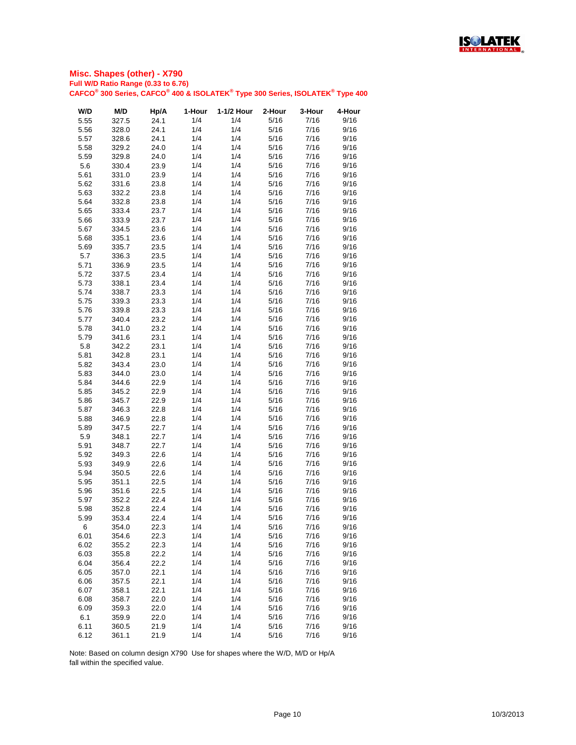## Misc. Shapes (other) - X790

**Full W/D Ratio Range (0.33 to 6.76)**

**CAFCO® 300 Series, CAFCO® 400 & ISOLATEK® Type 300 Series, ISOLATEK® Type 400**

| W/D | M/D | Hp/A | 1-Hour | 1-1/2 Hour | 2-Hour | 3-Hour | 4-Hour |
|---|---|---|---|---|---|---|---|
| 5.55 | 327.5 | 24.1 | 1/4 | 1/4 | 5/16 | 7/16 | 9/16 |
| 5.56 | 328.0 | 24.1 | 1/4 | 1/4 | 5/16 | 7/16 | 9/16 |
| 5.57 | 328.6 | 24.1 | 1/4 | 1/4 | 5/16 | 7/16 | 9/16 |
| 5.58 | 329.2 | 24.0 | 1/4 | 1/4 | 5/16 | 7/16 | 9/16 |
| 5.59 | 329.8 | 24.0 | 1/4 | 1/4 | 5/16 | 7/16 | 9/16 |
| 5.6 | 330.4 | 23.9 | 1/4 | 1/4 | 5/16 | 7/16 | 9/16 |
| 5.61 | 331.0 | 23.9 | 1/4 | 1/4 | 5/16 | 7/16 | 9/16 |
| 5.62 | 331.6 | 23.8 | 1/4 | 1/4 | 5/16 | 7/16 | 9/16 |
| 5.63 | 332.2 | 23.8 | 1/4 | 1/4 | 5/16 | 7/16 | 9/16 |
| 5.64 | 332.8 | 23.8 | 1/4 | 1/4 | 5/16 | 7/16 | 9/16 |
| 5.65 | 333.4 | 23.7 | 1/4 | 1/4 | 5/16 | 7/16 | 9/16 |
| 5.66 | 333.9 | 23.7 | 1/4 | 1/4 | 5/16 | 7/16 | 9/16 |
| 5.67 | 334.5 | 23.6 | 1/4 | 1/4 | 5/16 | 7/16 | 9/16 |
| 5.68 | 335.1 | 23.6 | 1/4 | 1/4 | 5/16 | 7/16 | 9/16 |
| 5.69 | 335.7 | 23.5 | 1/4 | 1/4 | 5/16 | 7/16 | 9/16 |
| 5.7 | 336.3 | 23.5 | 1/4 | 1/4 | 5/16 | 7/16 | 9/16 |
| 5.71 | 336.9 | 23.5 | 1/4 | 1/4 | 5/16 | 7/16 | 9/16 |
| 5.72 | 337.5 | 23.4 | 1/4 | 1/4 | 5/16 | 7/16 | 9/16 |
| 5.73 | 338.1 | 23.4 | 1/4 | 1/4 | 5/16 | 7/16 | 9/16 |
| 5.74 | 338.7 | 23.3 | 1/4 | 1/4 | 5/16 | 7/16 | 9/16 |
| 5.75 | 339.3 | 23.3 | 1/4 | 1/4 | 5/16 | 7/16 | 9/16 |
| 5.76 | 339.8 | 23.3 | 1/4 | 1/4 | 5/16 | 7/16 | 9/16 |
| 5.77 | 340.4 | 23.2 | 1/4 | 1/4 | 5/16 | 7/16 | 9/16 |
| 5.78 | 341.0 | 23.2 | 1/4 | 1/4 | 5/16 | 7/16 | 9/16 |
| 5.79 | 341.6 | 23.1 | 1/4 | 1/4 | 5/16 | 7/16 | 9/16 |
| 5.8 | 342.2 | 23.1 | 1/4 | 1/4 | 5/16 | 7/16 | 9/16 |
| 5.81 | 342.8 | 23.1 | 1/4 | 1/4 | 5/16 | 7/16 | 9/16 |
| 5.82 | 343.4 | 23.0 | 1/4 | 1/4 | 5/16 | 7/16 | 9/16 |
| 5.83 | 344.0 | 23.0 | 1/4 | 1/4 | 5/16 | 7/16 | 9/16 |
| 5.84 | 344.6 | 22.9 | 1/4 | 1/4 | 5/16 | 7/16 | 9/16 |
| 5.85 | 345.2 | 22.9 | 1/4 | 1/4 | 5/16 | 7/16 | 9/16 |
| 5.86 | 345.7 | 22.9 | 1/4 | 1/4 | 5/16 | 7/16 | 9/16 |
| 5.87 | 346.3 | 22.8 | 1/4 | 1/4 | 5/16 | 7/16 | 9/16 |
| 5.88 | 346.9 | 22.8 | 1/4 | 1/4 | 5/16 | 7/16 | 9/16 |
| 5.89 | 347.5 | 22.7 | 1/4 | 1/4 | 5/16 | 7/16 | 9/16 |
| 5.9 | 348.1 | 22.7 | 1/4 | 1/4 | 5/16 | 7/16 | 9/16 |
| 5.91 | 348.7 | 22.7 | 1/4 | 1/4 | 5/16 | 7/16 | 9/16 |
| 5.92 | 349.3 | 22.6 | 1/4 | 1/4 | 5/16 | 7/16 | 9/16 |
| 5.93 | 349.9 | 22.6 | 1/4 | 1/4 | 5/16 | 7/16 | 9/16 |
| 5.94 | 350.5 | 22.6 | 1/4 | 1/4 | 5/16 | 7/16 | 9/16 |
| 5.95 | 351.1 | 22.5 | 1/4 | 1/4 | 5/16 | 7/16 | 9/16 |
| 5.96 | 351.6 | 22.5 | 1/4 | 1/4 | 5/16 | 7/16 | 9/16 |
| 5.97 | 352.2 | 22.4 | 1/4 | 1/4 | 5/16 | 7/16 | 9/16 |
| 5.98 | 352.8 | 22.4 | 1/4 | 1/4 | 5/16 | 7/16 | 9/16 |
| 5.99 | 353.4 | 22.4 | 1/4 | 1/4 | 5/16 | 7/16 | 9/16 |
| 6 | 354.0 | 22.3 | 1/4 | 1/4 | 5/16 | 7/16 | 9/16 |
| 6.01 | 354.6 | 22.3 | 1/4 | 1/4 | 5/16 | 7/16 | 9/16 |
| 6.02 | 355.2 | 22.3 | 1/4 | 1/4 | 5/16 | 7/16 | 9/16 |
| 6.03 | 355.8 | 22.2 | 1/4 | 1/4 | 5/16 | 7/16 | 9/16 |
| 6.04 | 356.4 | 22.2 | 1/4 | 1/4 | 5/16 | 7/16 | 9/16 |
| 6.05 | 357.0 | 22.1 | 1/4 | 1/4 | 5/16 | 7/16 | 9/16 |
| 6.06 | 357.5 | 22.1 | 1/4 | 1/4 | 5/16 | 7/16 | 9/16 |
| 6.07 | 358.1 | 22.1 | 1/4 | 1/4 | 5/16 | 7/16 | 9/16 |
| 6.08 | 358.7 | 22.0 | 1/4 | 1/4 | 5/16 | 7/16 | 9/16 |
| 6.09 | 359.3 | 22.0 | 1/4 | 1/4 | 5/16 | 7/16 | 9/16 |
| 6.1 | 359.9 | 22.0 | 1/4 | 1/4 | 5/16 | 7/16 | 9/16 |
| 6.11 | 360.5 | 21.9 | 1/4 | 1/4 | 5/16 | 7/16 | 9/16 |
| 6.12 | 361.1 | 21.9 | 1/4 | 1/4 | 5/16 | 7/16 | 9/16 |

Note: Based on column design X790 Use for shapes where the W/D, M/D or Hp/A fall within the specified value.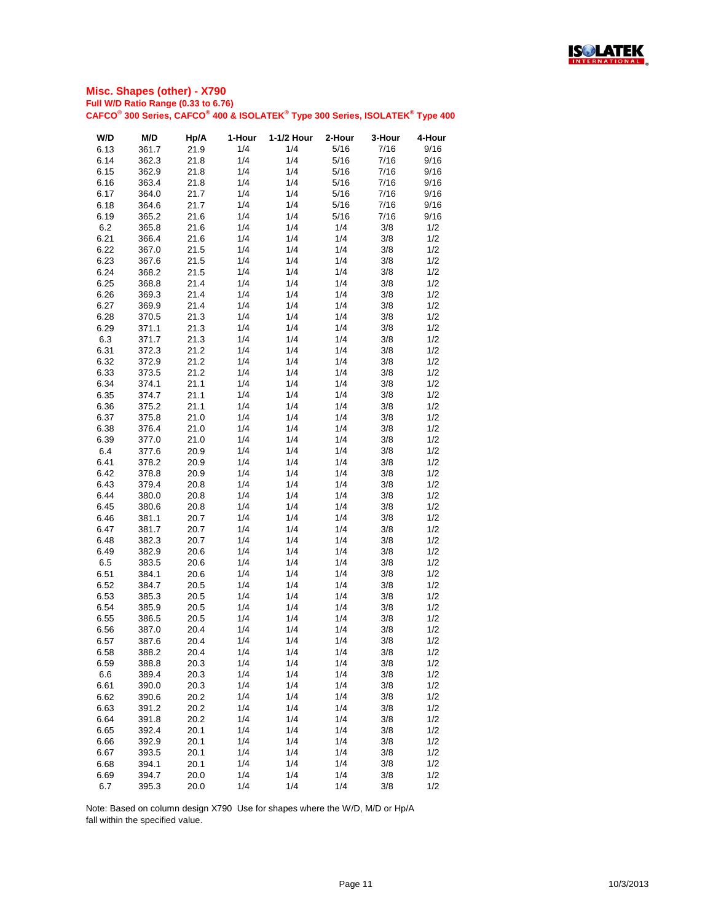## Misc. Shapes (other) - X790

**Full W/D Ratio Range (0.33 to 6.76)**

**CAFCO® 300 Series, CAFCO® 400 & ISOLATEK® Type 300 Series, ISOLATEK® Type 400**

| W/D | M/D | Hp/A | 1-Hour | 1-1/2 Hour | 2-Hour | 3-Hour | 4-Hour |
|---|---|---|---|---|---|---|---|
| 6.13 | 361.7 | 21.9 | 1/4 | 1/4 | 5/16 | 7/16 | 9/16 |
| 6.14 | 362.3 | 21.8 | 1/4 | 1/4 | 5/16 | 7/16 | 9/16 |
| 6.15 | 362.9 | 21.8 | 1/4 | 1/4 | 5/16 | 7/16 | 9/16 |
| 6.16 | 363.4 | 21.8 | 1/4 | 1/4 | 5/16 | 7/16 | 9/16 |
| 6.17 | 364.0 | 21.7 | 1/4 | 1/4 | 5/16 | 7/16 | 9/16 |
| 6.18 | 364.6 | 21.7 | 1/4 | 1/4 | 5/16 | 7/16 | 9/16 |
| 6.19 | 365.2 | 21.6 | 1/4 | 1/4 | 5/16 | 7/16 | 9/16 |
| 6.2 | 365.8 | 21.6 | 1/4 | 1/4 | 1/4 | 3/8 | 1/2 |
| 6.21 | 366.4 | 21.6 | 1/4 | 1/4 | 1/4 | 3/8 | 1/2 |
| 6.22 | 367.0 | 21.5 | 1/4 | 1/4 | 1/4 | 3/8 | 1/2 |
| 6.23 | 367.6 | 21.5 | 1/4 | 1/4 | 1/4 | 3/8 | 1/2 |
| 6.24 | 368.2 | 21.5 | 1/4 | 1/4 | 1/4 | 3/8 | 1/2 |
| 6.25 | 368.8 | 21.4 | 1/4 | 1/4 | 1/4 | 3/8 | 1/2 |
| 6.26 | 369.3 | 21.4 | 1/4 | 1/4 | 1/4 | 3/8 | 1/2 |
| 6.27 | 369.9 | 21.4 | 1/4 | 1/4 | 1/4 | 3/8 | 1/2 |
| 6.28 | 370.5 | 21.3 | 1/4 | 1/4 | 1/4 | 3/8 | 1/2 |
| 6.29 | 371.1 | 21.3 | 1/4 | 1/4 | 1/4 | 3/8 | 1/2 |
| 6.3 | 371.7 | 21.3 | 1/4 | 1/4 | 1/4 | 3/8 | 1/2 |
| 6.31 | 372.3 | 21.2 | 1/4 | 1/4 | 1/4 | 3/8 | 1/2 |
| 6.32 | 372.9 | 21.2 | 1/4 | 1/4 | 1/4 | 3/8 | 1/2 |
| 6.33 | 373.5 | 21.2 | 1/4 | 1/4 | 1/4 | 3/8 | 1/2 |
| 6.34 | 374.1 | 21.1 | 1/4 | 1/4 | 1/4 | 3/8 | 1/2 |
| 6.35 | 374.7 | 21.1 | 1/4 | 1/4 | 1/4 | 3/8 | 1/2 |
| 6.36 | 375.2 | 21.1 | 1/4 | 1/4 | 1/4 | 3/8 | 1/2 |
| 6.37 | 375.8 | 21.0 | 1/4 | 1/4 | 1/4 | 3/8 | 1/2 |
| 6.38 | 376.4 | 21.0 | 1/4 | 1/4 | 1/4 | 3/8 | 1/2 |
| 6.39 | 377.0 | 21.0 | 1/4 | 1/4 | 1/4 | 3/8 | 1/2 |
| 6.4 | 377.6 | 20.9 | 1/4 | 1/4 | 1/4 | 3/8 | 1/2 |
| 6.41 | 378.2 | 20.9 | 1/4 | 1/4 | 1/4 | 3/8 | 1/2 |
| 6.42 | 378.8 | 20.9 | 1/4 | 1/4 | 1/4 | 3/8 | 1/2 |
| 6.43 | 379.4 | 20.8 | 1/4 | 1/4 | 1/4 | 3/8 | 1/2 |
| 6.44 | 380.0 | 20.8 | 1/4 | 1/4 | 1/4 | 3/8 | 1/2 |
| 6.45 | 380.6 | 20.8 | 1/4 | 1/4 | 1/4 | 3/8 | 1/2 |
| 6.46 | 381.1 | 20.7 | 1/4 | 1/4 | 1/4 | 3/8 | 1/2 |
| 6.47 | 381.7 | 20.7 | 1/4 | 1/4 | 1/4 | 3/8 | 1/2 |
| 6.48 | 382.3 | 20.7 | 1/4 | 1/4 | 1/4 | 3/8 | 1/2 |
| 6.49 | 382.9 | 20.6 | 1/4 | 1/4 | 1/4 | 3/8 | 1/2 |
| 6.5 | 383.5 | 20.6 | 1/4 | 1/4 | 1/4 | 3/8 | 1/2 |
| 6.51 | 384.1 | 20.6 | 1/4 | 1/4 | 1/4 | 3/8 | 1/2 |
| 6.52 | 384.7 | 20.5 | 1/4 | 1/4 | 1/4 | 3/8 | 1/2 |
| 6.53 | 385.3 | 20.5 | 1/4 | 1/4 | 1/4 | 3/8 | 1/2 |
| 6.54 | 385.9 | 20.5 | 1/4 | 1/4 | 1/4 | 3/8 | 1/2 |
| 6.55 | 386.5 | 20.5 | 1/4 | 1/4 | 1/4 | 3/8 | 1/2 |
| 6.56 | 387.0 | 20.4 | 1/4 | 1/4 | 1/4 | 3/8 | 1/2 |
| 6.57 | 387.6 | 20.4 | 1/4 | 1/4 | 1/4 | 3/8 | 1/2 |
| 6.58 | 388.2 | 20.4 | 1/4 | 1/4 | 1/4 | 3/8 | 1/2 |
| 6.59 | 388.8 | 20.3 | 1/4 | 1/4 | 1/4 | 3/8 | 1/2 |
| 6.6 | 389.4 | 20.3 | 1/4 | 1/4 | 1/4 | 3/8 | 1/2 |
| 6.61 | 390.0 | 20.3 | 1/4 | 1/4 | 1/4 | 3/8 | 1/2 |
| 6.62 | 390.6 | 20.2 | 1/4 | 1/4 | 1/4 | 3/8 | 1/2 |
| 6.63 | 391.2 | 20.2 | 1/4 | 1/4 | 1/4 | 3/8 | 1/2 |
| 6.64 | 391.8 | 20.2 | 1/4 | 1/4 | 1/4 | 3/8 | 1/2 |
| 6.65 | 392.4 | 20.1 | 1/4 | 1/4 | 1/4 | 3/8 | 1/2 |
| 6.66 | 392.9 | 20.1 | 1/4 | 1/4 | 1/4 | 3/8 | 1/2 |
| 6.67 | 393.5 | 20.1 | 1/4 | 1/4 | 1/4 | 3/8 | 1/2 |
| 6.68 | 394.1 | 20.1 | 1/4 | 1/4 | 1/4 | 3/8 | 1/2 |
| 6.69 | 394.7 | 20.0 | 1/4 | 1/4 | 1/4 | 3/8 | 1/2 |
| 6.7 | 395.3 | 20.0 | 1/4 | 1/4 | 1/4 | 3/8 | 1/2 |

Note: Based on column design X790 Use for shapes where the W/D, M/D or Hp/A fall within the specified value.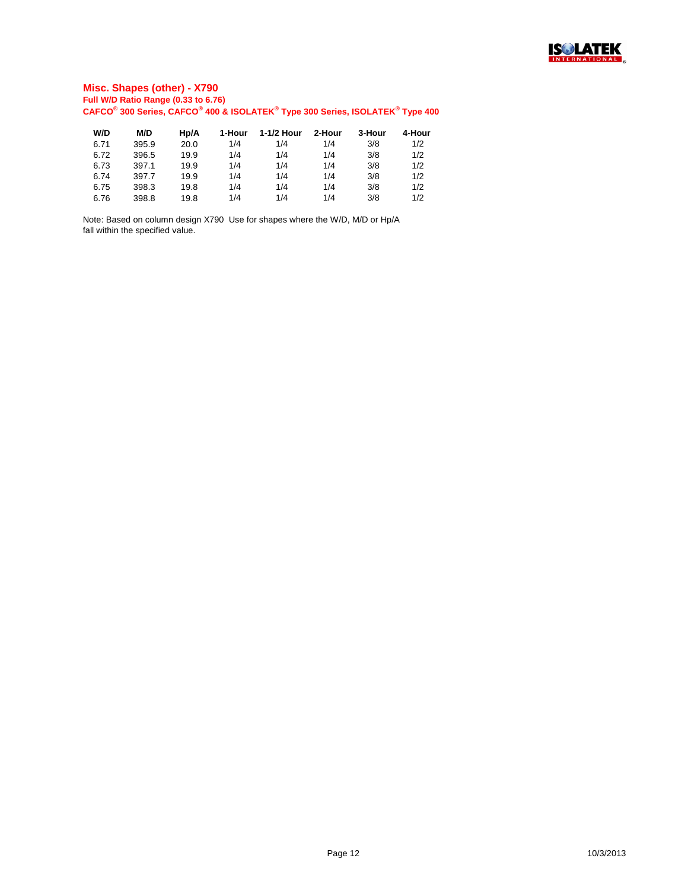## Misc. Shapes (other) - X790

**Full W/D Ratio Range (0.33 to 6.76)**

**CAFCO® 300 Series, CAFCO® 400 & ISOLATEK® Type 300 Series, ISOLATEK® Type 400**

| W/D | M/D | Hp/A | 1-Hour | 1-1/2 Hour | 2-Hour | 3-Hour | 4-Hour |
|---|---|---|---|---|---|---|---|
| 6.71 | 395.9 | 20.0 | 1/4 | 1/4 | 1/4 | 3/8 | 1/2 |
| 6.72 | 396.5 | 19.9 | 1/4 | 1/4 | 1/4 | 3/8 | 1/2 |
| 6.73 | 397.1 | 19.9 | 1/4 | 1/4 | 1/4 | 3/8 | 1/2 |
| 6.74 | 397.7 | 19.9 | 1/4 | 1/4 | 1/4 | 3/8 | 1/2 |
| 6.75 | 398.3 | 19.8 | 1/4 | 1/4 | 1/4 | 3/8 | 1/2 |
| 6.76 | 398.8 | 19.8 | 1/4 | 1/4 | 1/4 | 3/8 | 1/2 |

Note: Based on column design X790 Use for shapes where the W/D, M/D or Hp/A fall within the specified value.